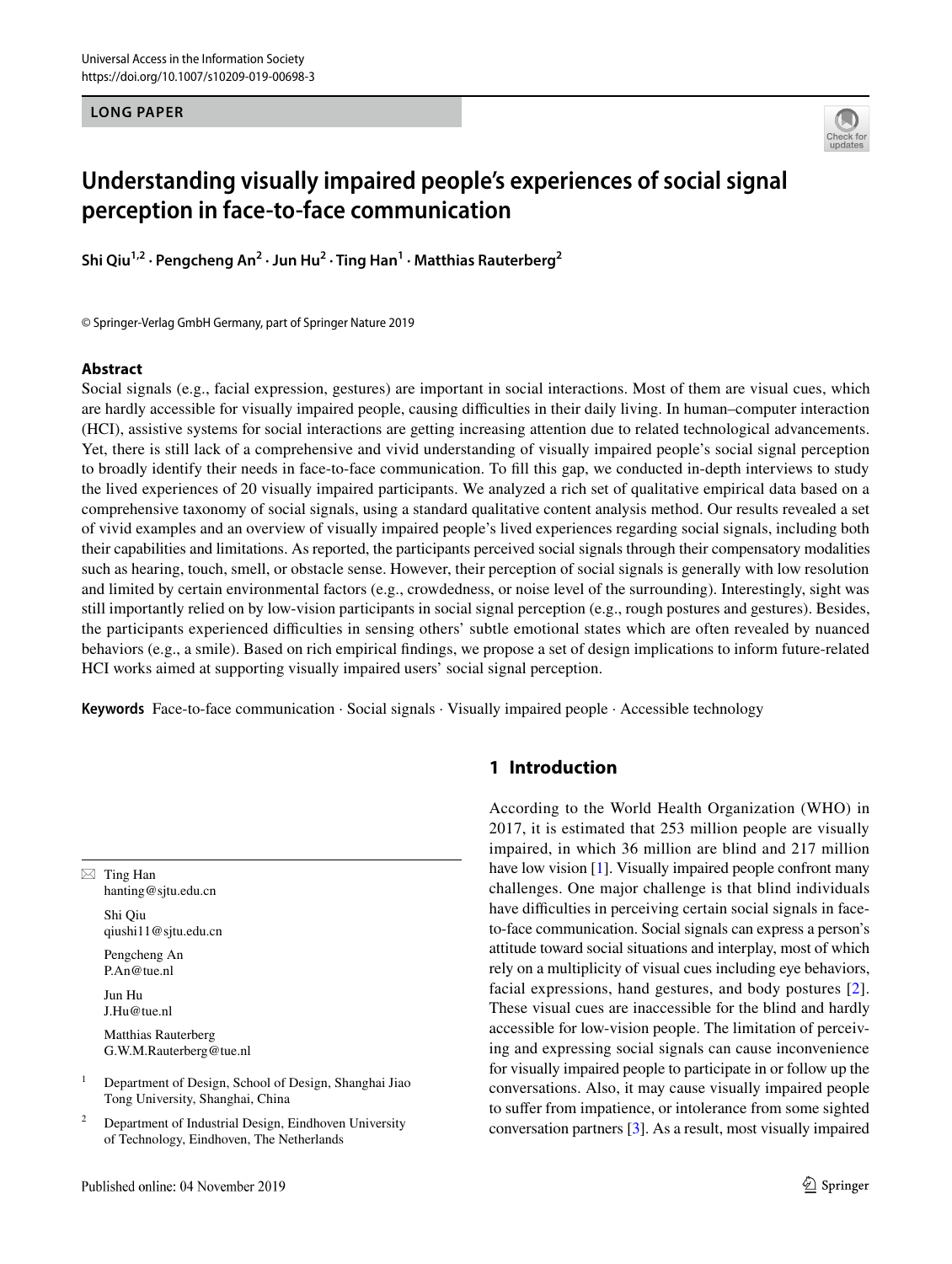LONG PAPER

# Understanding visually impaired people's experiences of social signal perception in face-to-face communication

**Shi Qiu[1,2] · Pengcheng An[2] · Jun Hu[2] · Ting Han[1] · Matthias Rauterberg[2]**

© Springer-Verlag GmbH Germany, part of Springer Nature 2019

### Abstract

Social signals (e.g., facial expression, gestures) are important in social interactions. Most of them are visual cues, which are hardly accessible for visually impaired people, causing difficulties in their daily living. In human–computer interaction (HCI), assistive systems for social interactions are getting increasing attention due to related technological advancements. Yet, there is still lack of a comprehensive and vivid understanding of visually impaired people's social signal perception to broadly identify their needs in face-to-face communication. To fill this gap, we conducted in-depth interviews to study the lived experiences of 20 visually impaired participants. We analyzed a rich set of qualitative empirical data based on a comprehensive taxonomy of social signals, using a standard qualitative content analysis method. Our results revealed a set of vivid examples and an overview of visually impaired people's lived experiences regarding social signals, including both their capabilities and limitations. As reported, the participants perceived social signals through their compensatory modalities such as hearing, touch, smell, or obstacle sense. However, their perception of social signals is generally with low resolution and limited by certain environmental factors (e.g., crowdedness, or noise level of the surrounding). Interestingly, sight was still importantly relied on by low-vision participants in social signal perception (e.g., rough postures and gestures). Besides, the participants experienced difficulties in sensing others' subtle emotional states which are often revealed by nuanced behaviors (e.g., a smile). Based on rich empirical findings, we propose a set of design implications to inform future-related HCI works aimed at supporting visually impaired users' social signal perception.

**Keywords** Face-to-face communication · Social signals · Visually impaired people · Accessible technology

## 1 Introduction

According to the World Health Organization (WHO) in 2017, it is estimated that 253 million people are visually impaired, in which 36 million are blind and 217 million have low vision [1]. Visually impaired people confront many challenges. One major challenge is that blind individuals have difficulties in perceiving certain social signals in face-to-face communication. Social signals can express a person's attitude toward social situations and interplay, most of which rely on a multiplicity of visual cues including eye behaviors, facial expressions, hand gestures, and body postures [2]. These visual cues are inaccessible for the blind and hardly accessible for low-vision people. The limitation of perceiving and expressing social signals can cause inconvenience for visually impaired people to participate in or follow up the conversations. Also, it may cause visually impaired people to suffer from impatience, or intolerance from some sighted conversation partners [3]. As a result, most visually impaired

---

✉ Ting Han
hanting@sjtu.edu.cn

Shi Qiu
qiushi11@sjtu.edu.cn

Pengcheng An
P.An@tue.nl

Jun Hu
J.Hu@tue.nl

Matthias Rauterberg
G.W.M.Rauterberg@tue.nl

[1] Department of Design, School of Design, Shanghai Jiao Tong University, Shanghai, China

[2] Department of Industrial Design, Eindhoven University of Technology, Eindhoven, The Netherlands

Published online: 04 November 2019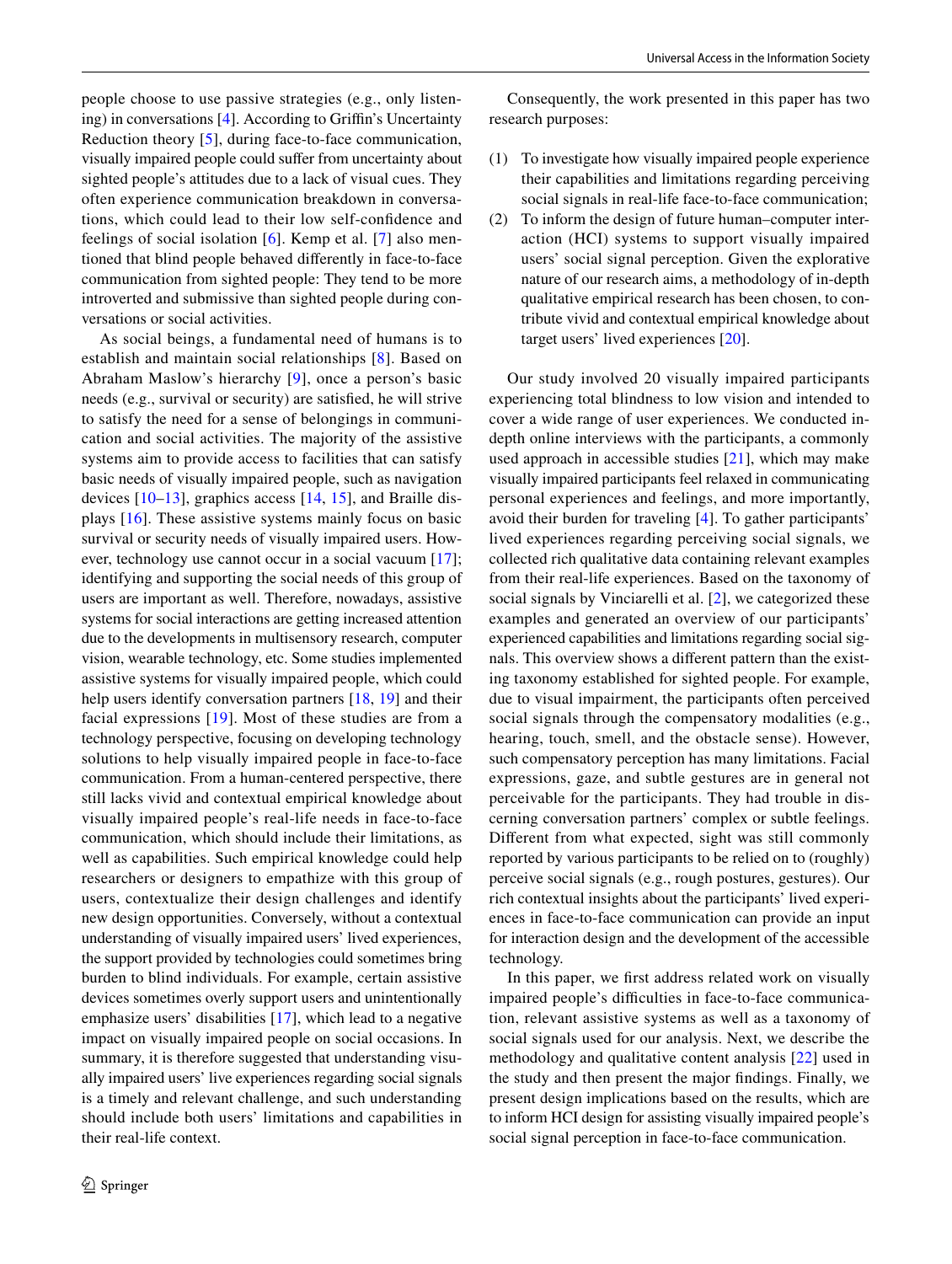people choose to use passive strategies (e.g., only listening) in conversations [4]. According to Griffin's Uncertainty Reduction theory [5], during face-to-face communication, visually impaired people could suffer from uncertainty about sighted people's attitudes due to a lack of visual cues. They often experience communication breakdown in conversations, which could lead to their low self-confidence and feelings of social isolation [6]. Kemp et al. [7] also mentioned that blind people behaved differently in face-to-face communication from sighted people: They tend to be more introverted and submissive than sighted people during conversations or social activities.

As social beings, a fundamental need of humans is to establish and maintain social relationships [8]. Based on Abraham Maslow's hierarchy [9], once a person's basic needs (e.g., survival or security) are satisfied, he will strive to satisfy the need for a sense of belongings in communication and social activities. The majority of the assistive systems aim to provide access to facilities that can satisfy basic needs of visually impaired people, such as navigation devices [10–13], graphics access [14, 15], and Braille displays [16]. These assistive systems mainly focus on basic survival or security needs of visually impaired users. However, technology use cannot occur in a social vacuum [17]; identifying and supporting the social needs of this group of users are important as well. Therefore, nowadays, assistive systems for social interactions are getting increased attention due to the developments in multisensory research, computer vision, wearable technology, etc. Some studies implemented assistive systems for visually impaired people, which could help users identify conversation partners [18, 19] and their facial expressions [19]. Most of these studies are from a technology perspective, focusing on developing technology solutions to help visually impaired people in face-to-face communication. From a human-centered perspective, there still lacks vivid and contextual empirical knowledge about visually impaired people's real-life needs in face-to-face communication, which should include their limitations, as well as capabilities. Such empirical knowledge could help researchers or designers to empathize with this group of users, contextualize their design challenges and identify new design opportunities. Conversely, without a contextual understanding of visually impaired users' lived experiences, the support provided by technologies could sometimes bring burden to blind individuals. For example, certain assistive devices sometimes overly support users and unintentionally emphasize users' disabilities [17], which lead to a negative impact on visually impaired people on social occasions. In summary, it is therefore suggested that understanding visually impaired users' live experiences regarding social signals is a timely and relevant challenge, and such understanding should include both users' limitations and capabilities in their real-life context.

Consequently, the work presented in this paper has two research purposes:

(1) To investigate how visually impaired people experience their capabilities and limitations regarding perceiving social signals in real-life face-to-face communication;
(2) To inform the design of future human–computer interaction (HCI) systems to support visually impaired users' social signal perception. Given the explorative nature of our research aims, a methodology of in-depth qualitative empirical research has been chosen, to contribute vivid and contextual empirical knowledge about target users' lived experiences [20].

Our study involved 20 visually impaired participants experiencing total blindness to low vision and intended to cover a wide range of user experiences. We conducted in-depth online interviews with the participants, a commonly used approach in accessible studies [21], which may make visually impaired participants feel relaxed in communicating personal experiences and feelings, and more importantly, avoid their burden for traveling [4]. To gather participants' lived experiences regarding perceiving social signals, we collected rich qualitative data containing relevant examples from their real-life experiences. Based on the taxonomy of social signals by Vinciarelli et al. [2], we categorized these examples and generated an overview of our participants' experienced capabilities and limitations regarding social signals. This overview shows a different pattern than the existing taxonomy established for sighted people. For example, due to visual impairment, the participants often perceived social signals through the compensatory modalities (e.g., hearing, touch, smell, and the obstacle sense). However, such compensatory perception has many limitations. Facial expressions, gaze, and subtle gestures are in general not perceivable for the participants. They had trouble in discerning conversation partners' complex or subtle feelings. Different from what expected, sight was still commonly reported by various participants to be relied on to (roughly) perceive social signals (e.g., rough postures, gestures). Our rich contextual insights about the participants' lived experiences in face-to-face communication can provide an input for interaction design and the development of the accessible technology.

In this paper, we first address related work on visually impaired people's difficulties in face-to-face communication, relevant assistive systems as well as a taxonomy of social signals used for our analysis. Next, we describe the methodology and qualitative content analysis [22] used in the study and then present the major findings. Finally, we present design implications based on the results, which are to inform HCI design for assisting visually impaired people's social signal perception in face-to-face communication.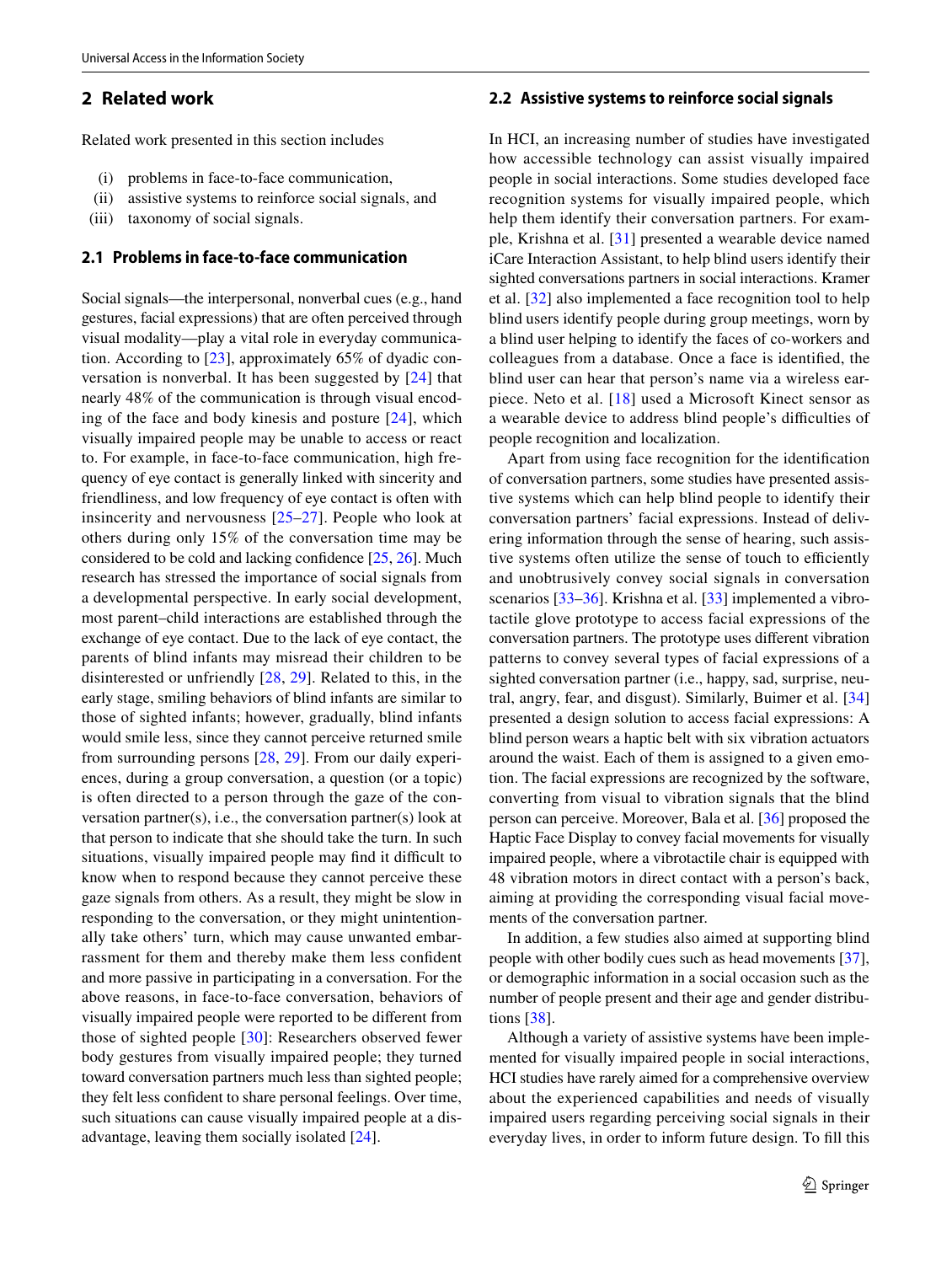## 2 Related work

Related work presented in this section includes

(i) problems in face-to-face communication,
(ii) assistive systems to reinforce social signals, and
(iii) taxonomy of social signals.

### 2.1 Problems in face-to-face communication

Social signals—the interpersonal, nonverbal cues (e.g., hand gestures, facial expressions) that are often perceived through visual modality—play a vital role in everyday communication. According to [23], approximately 65% of dyadic conversation is nonverbal. It has been suggested by [24] that nearly 48% of the communication is through visual encoding of the face and body kinesis and posture [24], which visually impaired people may be unable to access or react to. For example, in face-to-face communication, high frequency of eye contact is generally linked with sincerity and friendliness, and low frequency of eye contact is often with insincerity and nervousness [25–27]. People who look at others during only 15% of the conversation time may be considered to be cold and lacking confidence [25, 26]. Much research has stressed the importance of social signals from a developmental perspective. In early social development, most parent–child interactions are established through the exchange of eye contact. Due to the lack of eye contact, the parents of blind infants may misread their children to be disinterested or unfriendly [28, 29]. Related to this, in the early stage, smiling behaviors of blind infants are similar to those of sighted infants; however, gradually, blind infants would smile less, since they cannot perceive returned smile from surrounding persons [28, 29]. From our daily experiences, during a group conversation, a question (or a topic) is often directed to a person through the gaze of the conversation partner(s), i.e., the conversation partner(s) look at that person to indicate that she should take the turn. In such situations, visually impaired people may find it difficult to know when to respond because they cannot perceive these gaze signals from others. As a result, they might be slow in responding to the conversation, or they might unintentionally take others' turn, which may cause unwanted embarrassment for them and thereby make them less confident and more passive in participating in a conversation. For the above reasons, in face-to-face conversation, behaviors of visually impaired people were reported to be different from those of sighted people [30]: Researchers observed fewer body gestures from visually impaired people; they turned toward conversation partners much less than sighted people; they felt less confident to share personal feelings. Over time, such situations can cause visually impaired people at a disadvantage, leaving them socially isolated [24].

### 2.2 Assistive systems to reinforce social signals

In HCI, an increasing number of studies have investigated how accessible technology can assist visually impaired people in social interactions. Some studies developed face recognition systems for visually impaired people, which help them identify their conversation partners. For example, Krishna et al. [31] presented a wearable device named iCare Interaction Assistant, to help blind users identify their sighted conversations partners in social interactions. Kramer et al. [32] also implemented a face recognition tool to help blind users identify people during group meetings, worn by a blind user helping to identify the faces of co-workers and colleagues from a database. Once a face is identified, the blind user can hear that person's name via a wireless earpiece. Neto et al. [18] used a Microsoft Kinect sensor as a wearable device to address blind people's difficulties of people recognition and localization.

Apart from using face recognition for the identification of conversation partners, some studies have presented assistive systems which can help blind people to identify their conversation partners' facial expressions. Instead of delivering information through the sense of hearing, such assistive systems often utilize the sense of touch to efficiently and unobtrusively convey social signals in conversation scenarios [33–36]. Krishna et al. [33] implemented a vibrotactile glove prototype to access facial expressions of the conversation partners. The prototype uses different vibration patterns to convey several types of facial expressions of a sighted conversation partner (i.e., happy, sad, surprise, neutral, angry, fear, and disgust). Similarly, Buimer et al. [34] presented a design solution to access facial expressions: A blind person wears a haptic belt with six vibration actuators around the waist. Each of them is assigned to a given emotion. The facial expressions are recognized by the software, converting from visual to vibration signals that the blind person can perceive. Moreover, Bala et al. [36] proposed the Haptic Face Display to convey facial movements for visually impaired people, where a vibrotactile chair is equipped with 48 vibration motors in direct contact with a person's back, aiming at providing the corresponding visual facial movements of the conversation partner.

In addition, a few studies also aimed at supporting blind people with other bodily cues such as head movements [37], or demographic information in a social occasion such as the number of people present and their age and gender distributions [38].

Although a variety of assistive systems have been implemented for visually impaired people in social interactions, HCI studies have rarely aimed for a comprehensive overview about the experienced capabilities and needs of visually impaired users regarding perceiving social signals in their everyday lives, in order to inform future design. To fill this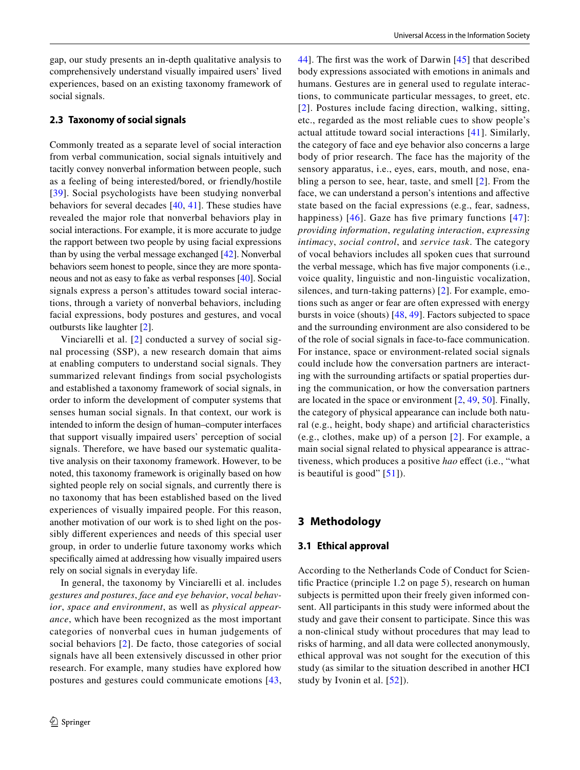gap, our study presents an in-depth qualitative analysis to comprehensively understand visually impaired users' lived experiences, based on an existing taxonomy framework of social signals.

### 2.3 Taxonomy of social signals

Commonly treated as a separate level of social interaction from verbal communication, social signals intuitively and tacitly convey nonverbal information between people, such as a feeling of being interested/bored, or friendly/hostile [39]. Social psychologists have been studying nonverbal behaviors for several decades [40, 41]. These studies have revealed the major role that nonverbal behaviors play in social interactions. For example, it is more accurate to judge the rapport between two people by using facial expressions than by using the verbal message exchanged [42]. Nonverbal behaviors seem honest to people, since they are more spontaneous and not as easy to fake as verbal responses [40]. Social signals express a person's attitudes toward social interactions, through a variety of nonverbal behaviors, including facial expressions, body postures and gestures, and vocal outbursts like laughter [2].

Vinciarelli et al. [2] conducted a survey of social signal processing (SSP), a new research domain that aims at enabling computers to understand social signals. They summarized relevant findings from social psychologists and established a taxonomy framework of social signals, in order to inform the development of computer systems that senses human social signals. In that context, our work is intended to inform the design of human–computer interfaces that support visually impaired users' perception of social signals. Therefore, we have based our systematic qualitative analysis on their taxonomy framework. However, to be noted, this taxonomy framework is originally based on how sighted people rely on social signals, and currently there is no taxonomy that has been established based on the lived experiences of visually impaired people. For this reason, another motivation of our work is to shed light on the possibly different experiences and needs of this special user group, in order to underlie future taxonomy works which specifically aimed at addressing how visually impaired users rely on social signals in everyday life.

In general, the taxonomy by Vinciarelli et al. includes *gestures and postures*, *face and eye behavior*, *vocal behavior*, *space and environment*, as well as *physical appearance*, which have been recognized as the most important categories of nonverbal cues in human judgements of social behaviors [2]. De facto, those categories of social signals have all been extensively discussed in other prior research. For example, many studies have explored how postures and gestures could communicate emotions [43, 44]. The first was the work of Darwin [45] that described body expressions associated with emotions in animals and humans. Gestures are in general used to regulate interactions, to communicate particular messages, to greet, etc. [2]. Postures include facing direction, walking, sitting, etc., regarded as the most reliable cues to show people's actual attitude toward social interactions [41]. Similarly, the category of face and eye behavior also concerns a large body of prior research. The face has the majority of the sensory apparatus, i.e., eyes, ears, mouth, and nose, enabling a person to see, hear, taste, and smell [2]. From the face, we can understand a person's intentions and affective state based on the facial expressions (e.g., fear, sadness, happiness) [46]. Gaze has five primary functions [47]: *providing information*, *regulating interaction*, *expressing intimacy*, *social control*, and *service task*. The category of vocal behaviors includes all spoken cues that surround the verbal message, which has five major components (i.e., voice quality, linguistic and non-linguistic vocalization, silences, and turn-taking patterns) [2]. For example, emotions such as anger or fear are often expressed with energy bursts in voice (shouts) [48, 49]. Factors subjected to space and the surrounding environment are also considered to be of the role of social signals in face-to-face communication. For instance, space or environment-related social signals could include how the conversation partners are interacting with the surrounding artifacts or spatial properties during the communication, or how the conversation partners are located in the space or environment [2, 49, 50]. Finally, the category of physical appearance can include both natural (e.g., height, body shape) and artificial characteristics (e.g., clothes, make up) of a person [2]. For example, a main social signal related to physical appearance is attractiveness, which produces a positive *hao* effect (i.e., "what is beautiful is good" [51]).

## 3 Methodology

### 3.1 Ethical approval

According to the Netherlands Code of Conduct for Scientific Practice (principle 1.2 on page 5), research on human subjects is permitted upon their freely given informed consent. All participants in this study were informed about the study and gave their consent to participate. Since this was a non-clinical study without procedures that may lead to risks of harming, and all data were collected anonymously, ethical approval was not sought for the execution of this study (as similar to the situation described in another HCI study by Ivonin et al. [52]).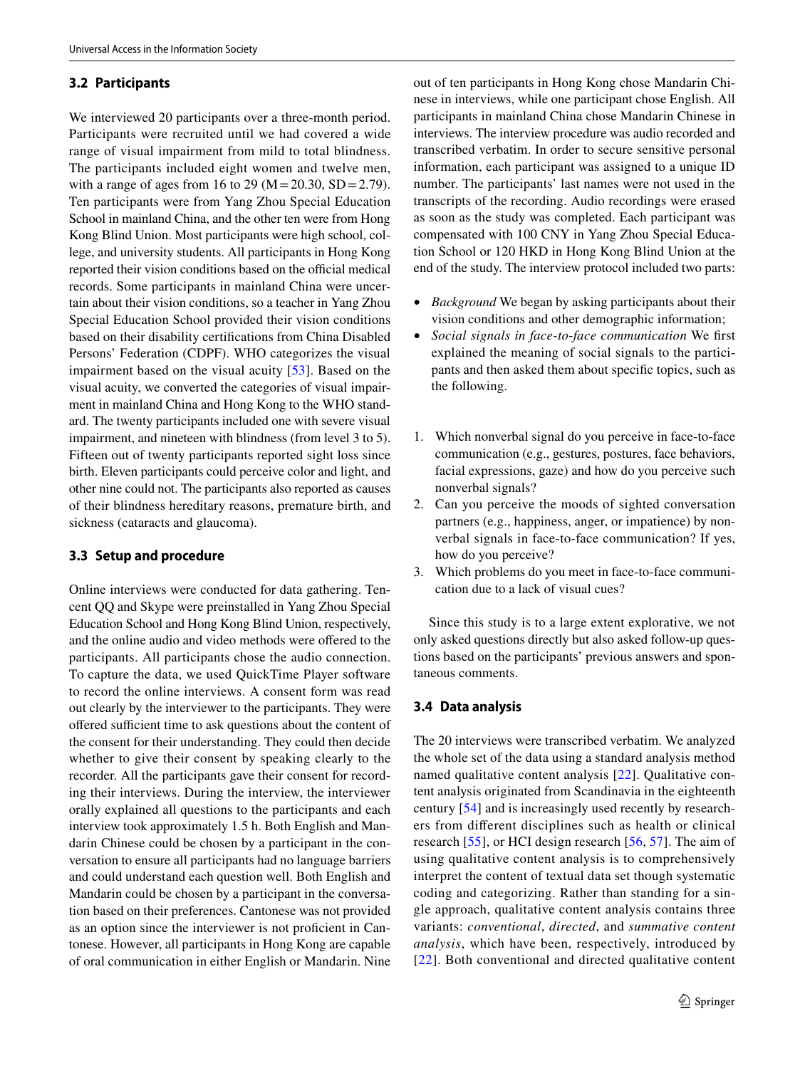### 3.2 Participants

We interviewed 20 participants over a three-month period. Participants were recruited until we had covered a wide range of visual impairment from mild to total blindness. The participants included eight women and twelve men, with a range of ages from 16 to 29 ($M = 20.30$, $SD = 2.79$). Ten participants were from Yang Zhou Special Education School in mainland China, and the other ten were from Hong Kong Blind Union. Most participants were high school, college, and university students. All participants in Hong Kong reported their vision conditions based on the official medical records. Some participants in mainland China were uncertain about their vision conditions, so a teacher in Yang Zhou Special Education School provided their vision conditions based on their disability certifications from China Disabled Persons' Federation (CDPF). WHO categorizes the visual impairment based on the visual acuity [53]. Based on the visual acuity, we converted the categories of visual impairment in mainland China and Hong Kong to the WHO standard. The twenty participants included one with severe visual impairment, and nineteen with blindness (from level 3 to 5). Fifteen out of twenty participants reported sight loss since birth. Eleven participants could perceive color and light, and other nine could not. The participants also reported as causes of their blindness hereditary reasons, premature birth, and sickness (cataracts and glaucoma).

### 3.3 Setup and procedure

Online interviews were conducted for data gathering. Tencent QQ and Skype were preinstalled in Yang Zhou Special Education School and Hong Kong Blind Union, respectively, and the online audio and video methods were offered to the participants. All participants chose the audio connection. To capture the data, we used QuickTime Player software to record the online interviews. A consent form was read out clearly by the interviewer to the participants. They were offered sufficient time to ask questions about the content of the consent for their understanding. They could then decide whether to give their consent by speaking clearly to the recorder. All the participants gave their consent for recording their interviews. During the interview, the interviewer orally explained all questions to the participants and each interview took approximately 1.5 h. Both English and Mandarin Chinese could be chosen by a participant in the conversation to ensure all participants had no language barriers and could understand each question well. Both English and Mandarin could be chosen by a participant in the conversation based on their preferences. Cantonese was not provided as an option since the interviewer is not proficient in Cantonese. However, all participants in Hong Kong are capable of oral communication in either English or Mandarin. Nine out of ten participants in Hong Kong chose Mandarin Chinese in interviews, while one participant chose English. All participants in mainland China chose Mandarin Chinese in interviews. The interview procedure was audio recorded and transcribed verbatim. In order to secure sensitive personal information, each participant was assigned to a unique ID number. The participants' last names were not used in the transcripts of the recording. Audio recordings were erased as soon as the study was completed. Each participant was compensated with 100 CNY in Yang Zhou Special Education School or 120 HKD in Hong Kong Blind Union at the end of the study. The interview protocol included two parts:

- *Background* We began by asking participants about their vision conditions and other demographic information;
- *Social signals in face-to-face communication* We first explained the meaning of social signals to the participants and then asked them about specific topics, such as the following.

1. Which nonverbal signal do you perceive in face-to-face communication (e.g., gestures, postures, face behaviors, facial expressions, gaze) and how do you perceive such nonverbal signals?
2. Can you perceive the moods of sighted conversation partners (e.g., happiness, anger, or impatience) by nonverbal signals in face-to-face communication? If yes, how do you perceive?
3. Which problems do you meet in face-to-face communication due to a lack of visual cues?

Since this study is to a large extent explorative, we not only asked questions directly but also asked follow-up questions based on the participants' previous answers and spontaneous comments.

### 3.4 Data analysis

The 20 interviews were transcribed verbatim. We analyzed the whole set of the data using a standard analysis method named qualitative content analysis [22]. Qualitative content analysis originated from Scandinavia in the eighteenth century [54] and is increasingly used recently by researchers from different disciplines such as health or clinical research [55], or HCI design research [56, 57]. The aim of using qualitative content analysis is to comprehensively interpret the content of textual data set though systematic coding and categorizing. Rather than standing for a single approach, qualitative content analysis contains three variants: *conventional*, *directed*, and *summative content analysis*, which have been, respectively, introduced by [22]. Both conventional and directed qualitative content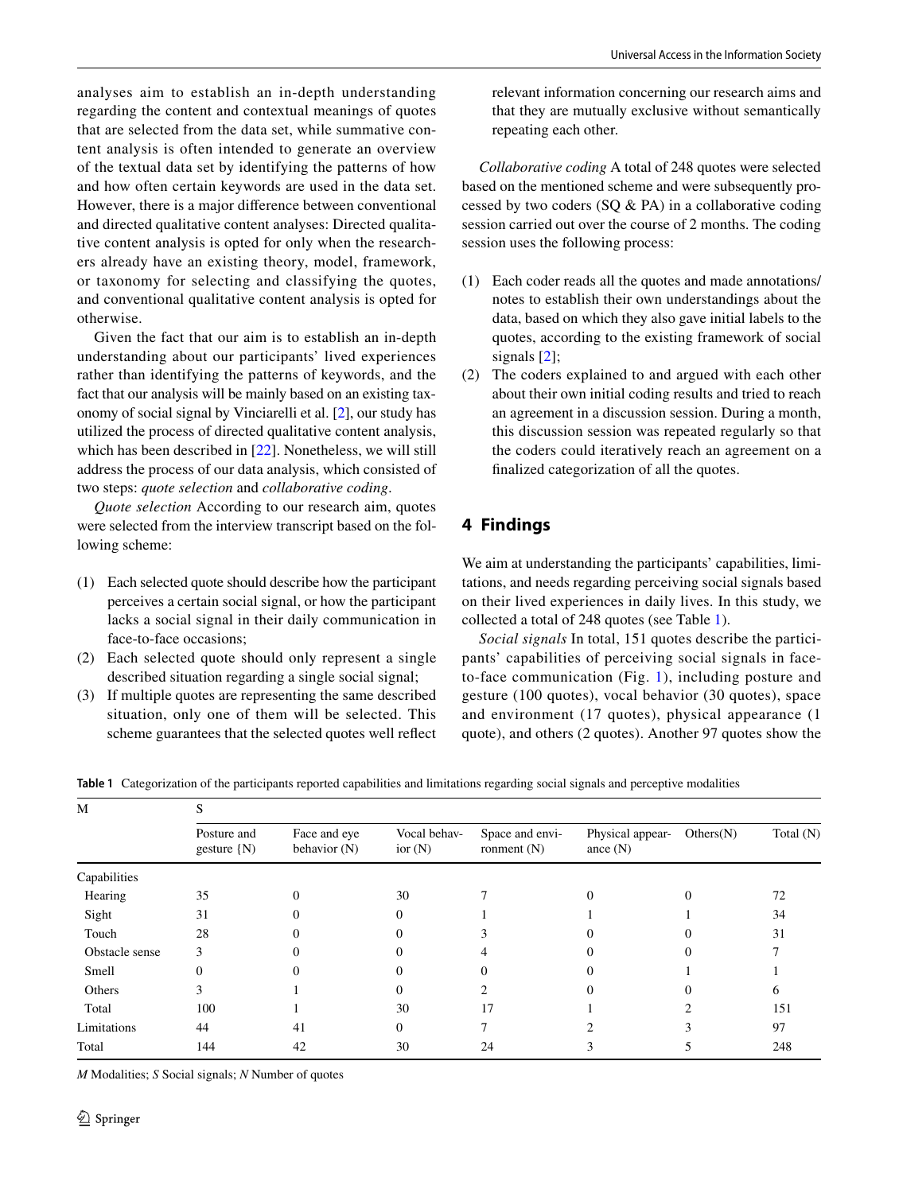analyses aim to establish an in-depth understanding regarding the content and contextual meanings of quotes that are selected from the data set, while summative content analysis is often intended to generate an overview of the textual data set by identifying the patterns of how and how often certain keywords are used in the data set. However, there is a major difference between conventional and directed qualitative content analyses: Directed qualitative content analysis is opted for only when the researchers already have an existing theory, model, framework, or taxonomy for selecting and classifying the quotes, and conventional qualitative content analysis is opted for otherwise.

Given the fact that our aim is to establish an in-depth understanding about our participants' lived experiences rather than identifying the patterns of keywords, and the fact that our analysis will be mainly based on an existing taxonomy of social signal by Vinciarelli et al. [2], our study has utilized the process of directed qualitative content analysis, which has been described in [22]. Nonetheless, we will still address the process of our data analysis, which consisted of two steps: *quote selection* and *collaborative coding*.

*Quote selection* According to our research aim, quotes were selected from the interview transcript based on the following scheme:

(1) Each selected quote should describe how the participant perceives a certain social signal, or how the participant lacks a social signal in their daily communication in face-to-face occasions;
(2) Each selected quote should only represent a single described situation regarding a single social signal;
(3) If multiple quotes are representing the same described situation, only one of them will be selected. This scheme guarantees that the selected quotes well reflect relevant information concerning our research aims and that they are mutually exclusive without semantically repeating each other.

*Collaborative coding* A total of 248 quotes were selected based on the mentioned scheme and were subsequently processed by two coders (SQ & PA) in a collaborative coding session carried out over the course of 2 months. The coding session uses the following process:

(1) Each coder reads all the quotes and made annotations/notes to establish their own understandings about the data, based on which they also gave initial labels to the quotes, according to the existing framework of social signals [2];
(2) The coders explained to and argued with each other about their own initial coding results and tried to reach an agreement in a discussion session. During a month, this discussion session was repeated regularly so that the coders could iteratively reach an agreement on a finalized categorization of all the quotes.

## 4 Findings

We aim at understanding the participants' capabilities, limitations, and needs regarding perceiving social signals based on their lived experiences in daily lives. In this study, we collected a total of 248 quotes (see Table 1).

*Social signals* In total, 151 quotes describe the participants' capabilities of perceiving social signals in face-to-face communication (Fig. 1), including posture and gesture (100 quotes), vocal behavior (30 quotes), space and environment (17 quotes), physical appearance (1 quote), and others (2 quotes). Another 97 quotes show the

**Table 1** Categorization of the participants reported capabilities and limitations regarding social signals and perceptive modalities

| M | S | | | | | | |
|---|---|---|---|---|---|---|---|
| | Posture and gesture (N) | Face and eye behavior (N) | Vocal behavior (N) | Space and environment (N) | Physical appearance (N) | Others(N) | Total (N) |
| Capabilities | | | | | | | |
| Hearing | 35 | 0 | 30 | 7 | 0 | 0 | 72 |
| Sight | 31 | 0 | 0 | 1 | 1 | 1 | 34 |
| Touch | 28 | 0 | 0 | 3 | 0 | 0 | 31 |
| Obstacle sense | 3 | 0 | 0 | 4 | 0 | 0 | 7 |
| Smell | 0 | 0 | 0 | 0 | 0 | 1 | 1 |
| Others | 3 | 1 | 0 | 2 | 0 | 0 | 6 |
| Total | 100 | 1 | 30 | 17 | 1 | 2 | 151 |
| Limitations | 44 | 41 | 0 | 7 | 2 | 3 | 97 |
| Total | 144 | 42 | 30 | 24 | 3 | 5 | 248 |

*M* Modalities; *S* Social signals; *N* Number of quotes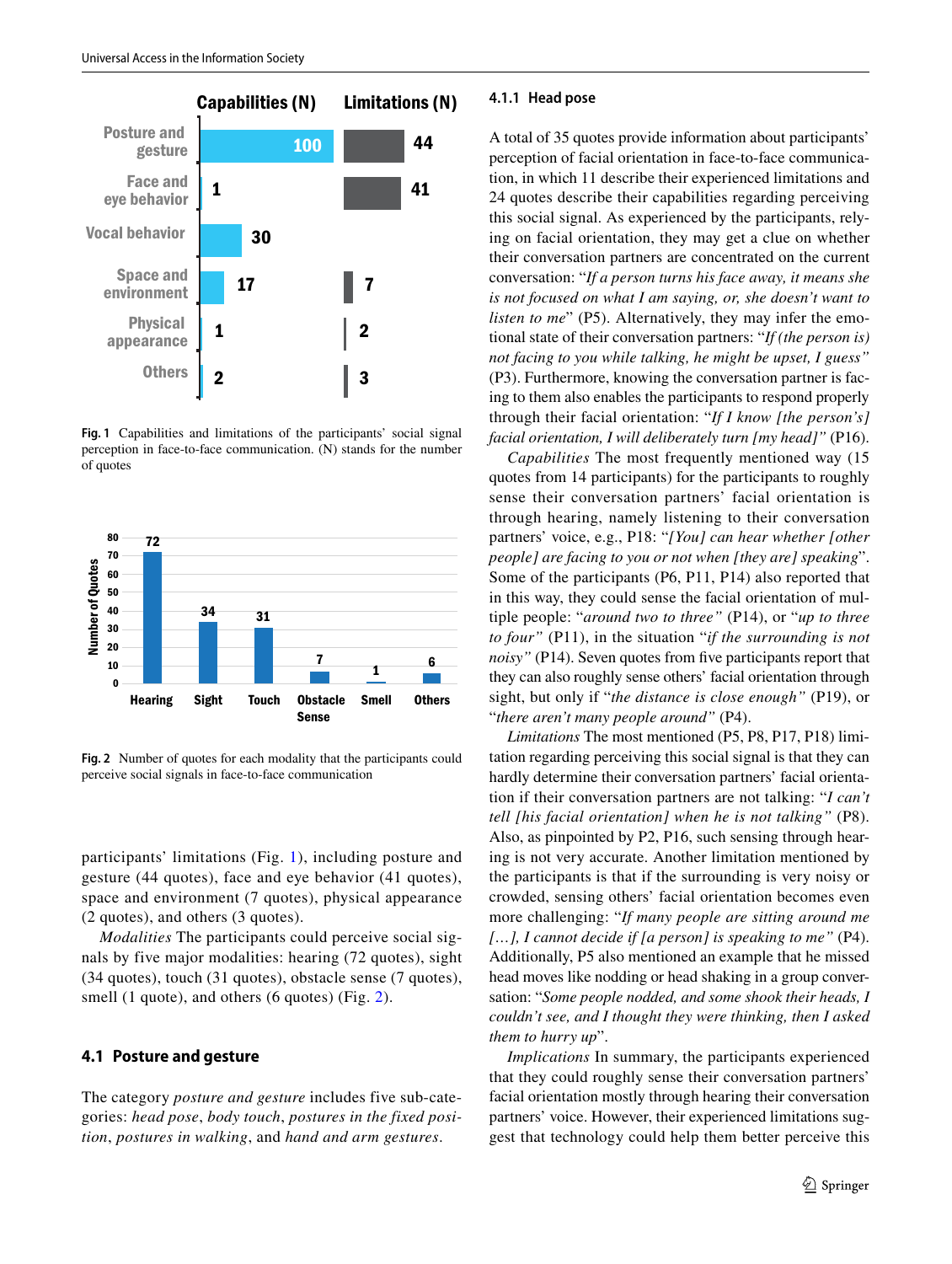Fig. 1 Capabilities and limitations of the participants' social signal perception in face-to-face communication. (N) stands for the number of quotes

Fig. 2 Number of quotes for each modality that the participants could perceive social signals in face-to-face communication

participants' limitations (Fig. 1), including posture and gesture (44 quotes), face and eye behavior (41 quotes), space and environment (7 quotes), physical appearance (2 quotes), and others (3 quotes).

*Modalities* The participants could perceive social signals by five major modalities: hearing (72 quotes), sight (34 quotes), touch (31 quotes), obstacle sense (7 quotes), smell (1 quote), and others (6 quotes) (Fig. 2).

### 4.1 Posture and gesture

The category *posture and gesture* includes five sub-categories: *head pose*, *body touch*, *postures in the fixed position*, *postures in walking*, and *hand and arm gestures*.

#### 4.1.1 Head pose

A total of 35 quotes provide information about participants' perception of facial orientation in face-to-face communication, in which 11 describe their experienced limitations and 24 quotes describe their capabilities regarding perceiving this social signal. As experienced by the participants, relying on facial orientation, they may get a clue on whether their conversation partners are concentrated on the current conversation: "*If a person turns his face away, it means she is not focused on what I am saying, or, she doesn't want to listen to me*" (P5). Alternatively, they may infer the emotional state of their conversation partners: "*If (the person is) not facing to you while talking, he might be upset, I guess"* (P3). Furthermore, knowing the conversation partner is facing to them also enables the participants to respond properly through their facial orientation: "*If I know [the person's] facial orientation, I will deliberately turn [my head]"* (P16).

*Capabilities* The most frequently mentioned way (15 quotes from 14 participants) for the participants to roughly sense their conversation partners' facial orientation is through hearing, namely listening to their conversation partners' voice, e.g., P18: "*[You] can hear whether [other people] are facing to you or not when [they are] speaking*". Some of the participants (P6, P11, P14) also reported that in this way, they could sense the facial orientation of multiple people: "*around two to three"* (P14), or "*up to three to four"* (P11), in the situation "*if the surrounding is not noisy"* (P14). Seven quotes from five participants report that they can also roughly sense others' facial orientation through sight, but only if "*the distance is close enough"* (P19), or "*there aren't many people around"* (P4).

*Limitations* The most mentioned (P5, P8, P17, P18) limitation regarding perceiving this social signal is that they can hardly determine their conversation partners' facial orientation if their conversation partners are not talking: "*I can't tell [his facial orientation] when he is not talking"* (P8). Also, as pinpointed by P2, P16, such sensing through hearing is not very accurate. Another limitation mentioned by the participants is that if the surrounding is very noisy or crowded, sensing others' facial orientation becomes even more challenging: "*If many people are sitting around me […], I cannot decide if [a person] is speaking to me"* (P4). Additionally, P5 also mentioned an example that he missed head moves like nodding or head shaking in a group conversation: "*Some people nodded, and some shook their heads, I couldn't see, and I thought they were thinking, then I asked them to hurry up*".

*Implications* In summary, the participants experienced that they could roughly sense their conversation partners' facial orientation mostly through hearing their conversation partners' voice. However, their experienced limitations suggest that technology could help them better perceive this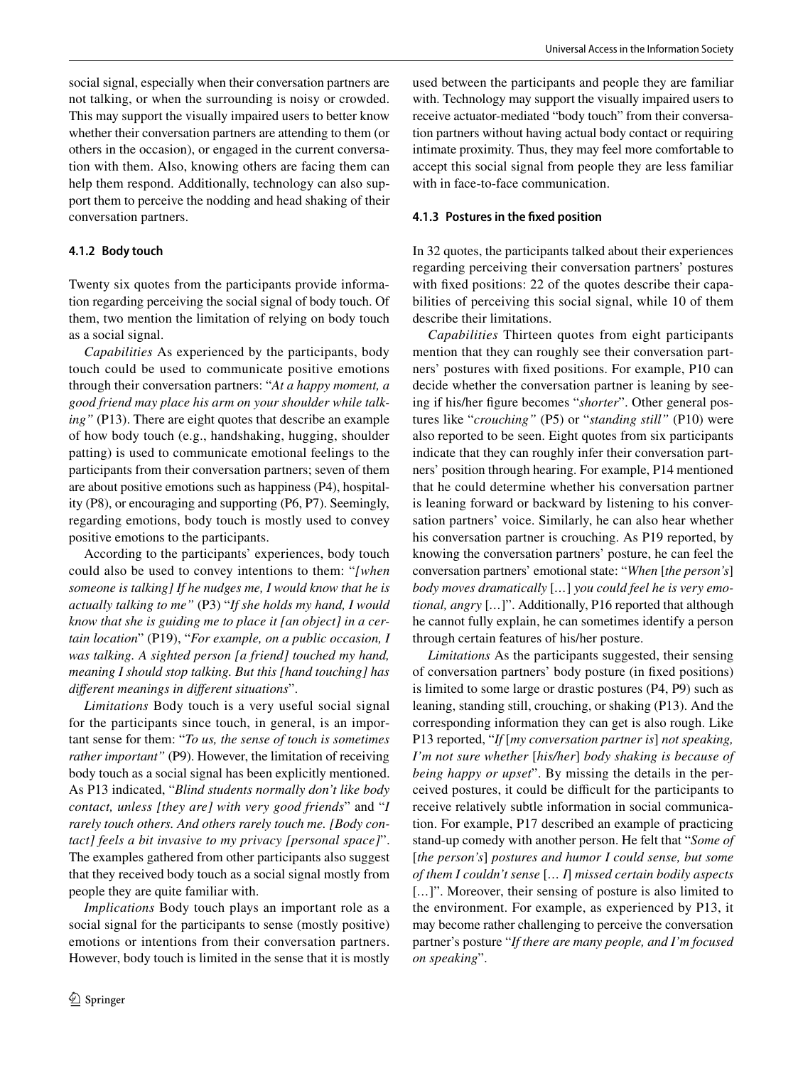social signal, especially when their conversation partners are not talking, or when the surrounding is noisy or crowded. This may support the visually impaired users to better know whether their conversation partners are attending to them (or others in the occasion), or engaged in the current conversation with them. Also, knowing others are facing them can help them respond. Additionally, technology can also support them to perceive the nodding and head shaking of their conversation partners.

#### 4.1.2 Body touch

Twenty six quotes from the participants provide information regarding perceiving the social signal of body touch. Of them, two mention the limitation of relying on body touch as a social signal.

*Capabilities* As experienced by the participants, body touch could be used to communicate positive emotions through their conversation partners: "*At a happy moment, a good friend may place his arm on your shoulder while talking"* (P13). There are eight quotes that describe an example of how body touch (e.g., handshaking, hugging, shoulder patting) is used to communicate emotional feelings to the participants from their conversation partners; seven of them are about positive emotions such as happiness (P4), hospitality (P8), or encouraging and supporting (P6, P7). Seemingly, regarding emotions, body touch is mostly used to convey positive emotions to the participants.

According to the participants' experiences, body touch could also be used to convey intentions to them: "*[when someone is talking] If he nudges me, I would know that he is actually talking to me"* (P3) "*If she holds my hand, I would know that she is guiding me to place it [an object] in a certain location*" (P19), "*For example, on a public occasion, I was talking. A sighted person [a friend] touched my hand, meaning I should stop talking. But this [hand touching] has different meanings in different situations*".

*Limitations* Body touch is a very useful social signal for the participants since touch, in general, is an important sense for them: "*To us, the sense of touch is sometimes rather important"* (P9). However, the limitation of receiving body touch as a social signal has been explicitly mentioned. As P13 indicated, "*Blind students normally don't like body contact, unless [they are] with very good friends*" and "*I rarely touch others. And others rarely touch me. [Body contact] feels a bit invasive to my privacy [personal space]*". The examples gathered from other participants also suggest that they received body touch as a social signal mostly from people they are quite familiar with.

*Implications* Body touch plays an important role as a social signal for the participants to sense (mostly positive) emotions or intentions from their conversation partners. However, body touch is limited in the sense that it is mostly used between the participants and people they are familiar with. Technology may support the visually impaired users to receive actuator-mediated "body touch" from their conversation partners without having actual body contact or requiring intimate proximity. Thus, they may feel more comfortable to accept this social signal from people they are less familiar with in face-to-face communication.

#### 4.1.3 Postures in the fixed position

In 32 quotes, the participants talked about their experiences regarding perceiving their conversation partners' postures with fixed positions: 22 of the quotes describe their capabilities of perceiving this social signal, while 10 of them describe their limitations.

*Capabilities* Thirteen quotes from eight participants mention that they can roughly see their conversation partners' postures with fixed positions. For example, P10 can decide whether the conversation partner is leaning by seeing if his/her figure becomes "*shorter*". Other general postures like "*crouching"* (P5) or "*standing still"* (P10) were also reported to be seen. Eight quotes from six participants indicate that they can roughly infer their conversation partners' position through hearing. For example, P14 mentioned that he could determine whether his conversation partner is leaning forward or backward by listening to his conversation partners' voice. Similarly, he can also hear whether his conversation partner is crouching. As P19 reported, by knowing the conversation partners' posture, he can feel the conversation partners' emotional state: "*When* [*the person's*] *body moves dramatically* […] *you could feel he is very emotional, angry* […]". Additionally, P16 reported that although he cannot fully explain, he can sometimes identify a person through certain features of his/her posture.

*Limitations* As the participants suggested, their sensing of conversation partners' body posture (in fixed positions) is limited to some large or drastic postures (P4, P9) such as leaning, standing still, crouching, or shaking (P13). And the corresponding information they can get is also rough. Like P13 reported, "*If* [*my conversation partner is*] *not speaking, I'm not sure whether* [*his/her*] *body shaking is because of being happy or upset*". By missing the details in the perceived postures, it could be difficult for the participants to receive relatively subtle information in social communication. For example, P17 described an example of practicing stand-up comedy with another person. He felt that "*Some of* [*the person's*] *postures and humor I could sense, but some of them I couldn't sense* [*… I*] *missed certain bodily aspects* […]". Moreover, their sensing of posture is also limited to the environment. For example, as experienced by P13, it may become rather challenging to perceive the conversation partner's posture "*If there are many people, and I'm focused on speaking*".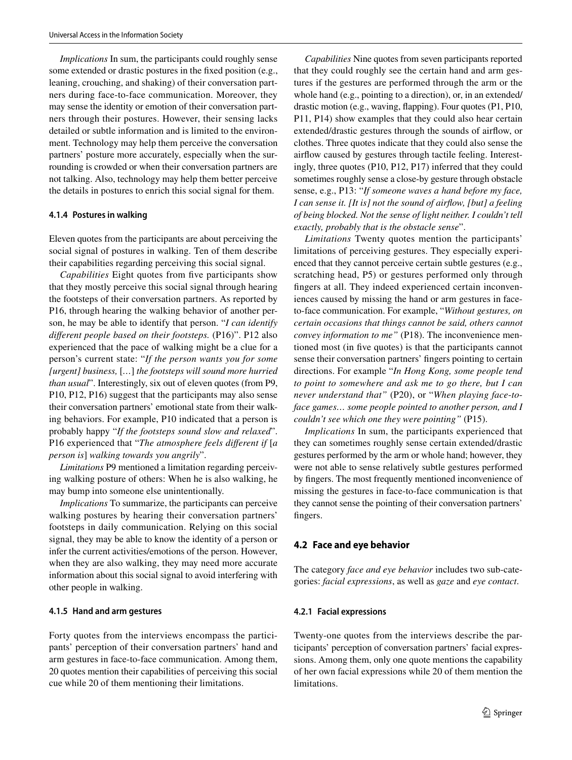*Implications* In sum, the participants could roughly sense some extended or drastic postures in the fixed position (e.g., leaning, crouching, and shaking) of their conversation partners during face-to-face communication. Moreover, they may sense the identity or emotion of their conversation partners through their postures. However, their sensing lacks detailed or subtle information and is limited to the environment. Technology may help them perceive the conversation partners' posture more accurately, especially when the surrounding is crowded or when their conversation partners are not talking. Also, technology may help them better perceive the details in postures to enrich this social signal for them.

#### 4.1.4 Postures in walking

Eleven quotes from the participants are about perceiving the social signal of postures in walking. Ten of them describe their capabilities regarding perceiving this social signal.

*Capabilities* Eight quotes from five participants show that they mostly perceive this social signal through hearing the footsteps of their conversation partners. As reported by P16, through hearing the walking behavior of another person, he may be able to identify that person. "*I can identify different people based on their footsteps.* (P16)". P12 also experienced that the pace of walking might be a clue for a person's current state: "*If the person wants you for some [urgent] business,* [...] *the footsteps will sound more hurried than usual*". Interestingly, six out of eleven quotes (from P9, P10, P12, P16) suggest that the participants may also sense their conversation partners' emotional state from their walking behaviors. For example, P10 indicated that a person is probably happy "*If the footsteps sound slow and relaxed*". P16 experienced that "*The atmosphere feels different if* [*a person is*] *walking towards you angrily*".

*Limitations* P9 mentioned a limitation regarding perceiving walking posture of others: When he is also walking, he may bump into someone else unintentionally.

*Implications* To summarize, the participants can perceive walking postures by hearing their conversation partners' footsteps in daily communication. Relying on this social signal, they may be able to know the identity of a person or infer the current activities/emotions of the person. However, when they are also walking, they may need more accurate information about this social signal to avoid interfering with other people in walking.

#### 4.1.5 Hand and arm gestures

Forty quotes from the interviews encompass the participants' perception of their conversation partners' hand and arm gestures in face-to-face communication. Among them, 20 quotes mention their capabilities of perceiving this social cue while 20 of them mentioning their limitations.

*Capabilities* Nine quotes from seven participants reported that they could roughly see the certain hand and arm gestures if the gestures are performed through the arm or the whole hand (e.g., pointing to a direction), or, in an extended/drastic motion (e.g., waving, flapping). Four quotes (P1, P10, P11, P14) show examples that they could also hear certain extended/drastic gestures through the sounds of airflow, or clothes. Three quotes indicate that they could also sense the airflow caused by gestures through tactile feeling. Interestingly, three quotes (P10, P12, P17) inferred that they could sometimes roughly sense a close-by gesture through obstacle sense, e.g., P13: "*If someone waves a hand before my face, I can sense it. [It is] not the sound of airflow, [but] a feeling of being blocked. Not the sense of light neither. I couldn't tell exactly, probably that is the obstacle sense*".

*Limitations* Twenty quotes mention the participants' limitations of perceiving gestures. They especially experienced that they cannot perceive certain subtle gestures (e.g., scratching head, P5) or gestures performed only through fingers at all. They indeed experienced certain inconveniences caused by missing the hand or arm gestures in face-to-face communication. For example, "*Without gestures, on certain occasions that things cannot be said, others cannot convey information to me"* (P18). The inconvenience mentioned most (in five quotes) is that the participants cannot sense their conversation partners' fingers pointing to certain directions. For example "*In Hong Kong, some people tend to point to somewhere and ask me to go there, but I can never understand that"* (P20), or "*When playing face-to-face games… some people pointed to another person, and I couldn't see which one they were pointing"* (P15).

*Implications* In sum, the participants experienced that they can sometimes roughly sense certain extended/drastic gestures performed by the arm or whole hand; however, they were not able to sense relatively subtle gestures performed by fingers. The most frequently mentioned inconvenience of missing the gestures in face-to-face communication is that they cannot sense the pointing of their conversation partners' fingers.

### 4.2 Face and eye behavior

The category *face and eye behavior* includes two sub-categories: *facial expressions*, as well as *gaze* and *eye contact*.

#### 4.2.1 Facial expressions

Twenty-one quotes from the interviews describe the participants' perception of conversation partners' facial expressions. Among them, only one quote mentions the capability of her own facial expressions while 20 of them mention the limitations.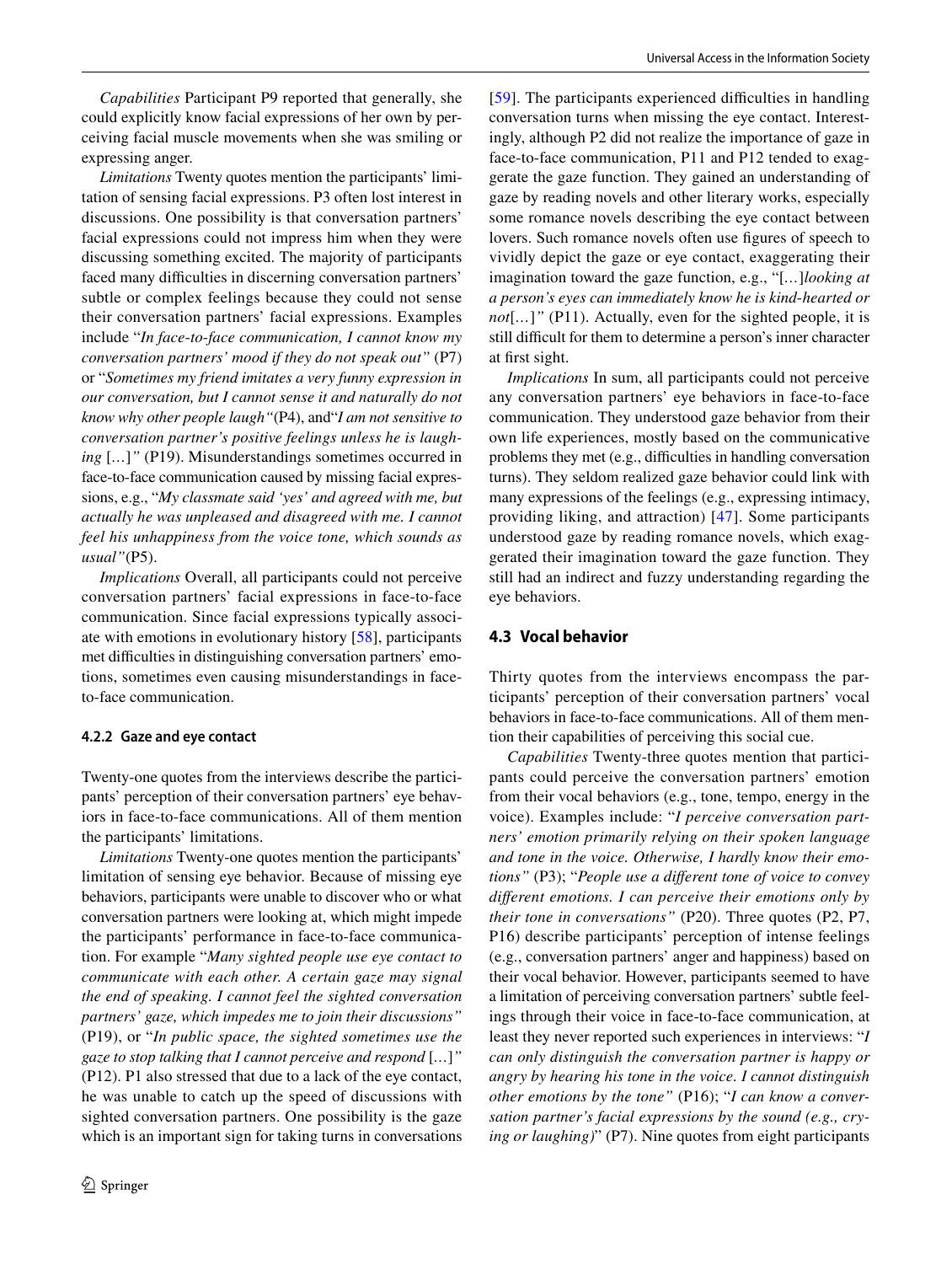*Capabilities* Participant P9 reported that generally, she could explicitly know facial expressions of her own by perceiving facial muscle movements when she was smiling or expressing anger.

*Limitations* Twenty quotes mention the participants' limitation of sensing facial expressions. P3 often lost interest in discussions. One possibility is that conversation partners' facial expressions could not impress him when they were discussing something excited. The majority of participants faced many difficulties in discerning conversation partners' subtle or complex feelings because they could not sense their conversation partners' facial expressions. Examples include "*In face-to-face communication, I cannot know my conversation partners' mood if they do not speak out"* (P7) or "*Sometimes my friend imitates a very funny expression in our conversation, but I cannot sense it and naturally do not know why other people laugh"*(P4), and"*I am not sensitive to conversation partner's positive feelings unless he is laughing* [...]*"* (P19). Misunderstandings sometimes occurred in face-to-face communication caused by missing facial expressions, e.g., "*My classmate said 'yes' and agreed with me, but actually he was unpleased and disagreed with me. I cannot feel his unhappiness from the voice tone, which sounds as usual"*(P5).

*Implications* Overall, all participants could not perceive conversation partners' facial expressions in face-to-face communication. Since facial expressions typically associate with emotions in evolutionary history [58], participants met difficulties in distinguishing conversation partners' emotions, sometimes even causing misunderstandings in face-to-face communication.

#### 4.2.2 Gaze and eye contact

Twenty-one quotes from the interviews describe the participants' perception of their conversation partners' eye behaviors in face-to-face communications. All of them mention the participants' limitations.

*Limitations* Twenty-one quotes mention the participants' limitation of sensing eye behavior. Because of missing eye behaviors, participants were unable to discover who or what conversation partners were looking at, which might impede the participants' performance in face-to-face communication. For example "*Many sighted people use eye contact to communicate with each other. A certain gaze may signal the end of speaking. I cannot feel the sighted conversation partners' gaze, which impedes me to join their discussions"* (P19), or "*In public space, the sighted sometimes use the gaze to stop talking that I cannot perceive and respond* [...]*"* (P12). P1 also stressed that due to a lack of the eye contact, he was unable to catch up the speed of discussions with sighted conversation partners. One possibility is the gaze which is an important sign for taking turns in conversations [59]. The participants experienced difficulties in handling conversation turns when missing the eye contact. Interestingly, although P2 did not realize the importance of gaze in face-to-face communication, P11 and P12 tended to exaggerate the gaze function. They gained an understanding of gaze by reading novels and other literary works, especially some romance novels describing the eye contact between lovers. Such romance novels often use figures of speech to vividly depict the gaze or eye contact, exaggerating their imagination toward the gaze function, e.g., "[...]*looking at a person's eyes can immediately know he is kind-hearted or not*[...]*"* (P11). Actually, even for the sighted people, it is still difficult for them to determine a person's inner character at first sight.

*Implications* In sum, all participants could not perceive any conversation partners' eye behaviors in face-to-face communication. They understood gaze behavior from their own life experiences, mostly based on the communicative problems they met (e.g., difficulties in handling conversation turns). They seldom realized gaze behavior could link with many expressions of the feelings (e.g., expressing intimacy, providing liking, and attraction) [47]. Some participants understood gaze by reading romance novels, which exaggerated their imagination toward the gaze function. They still had an indirect and fuzzy understanding regarding the eye behaviors.

### 4.3 Vocal behavior

Thirty quotes from the interviews encompass the participants' perception of their conversation partners' vocal behaviors in face-to-face communications. All of them mention their capabilities of perceiving this social cue.

*Capabilities* Twenty-three quotes mention that participants could perceive the conversation partners' emotion from their vocal behaviors (e.g., tone, tempo, energy in the voice). Examples include: "*I perceive conversation partners' emotion primarily relying on their spoken language and tone in the voice. Otherwise, I hardly know their emotions"* (P3); "*People use a different tone of voice to convey different emotions. I can perceive their emotions only by their tone in conversations"* (P20). Three quotes (P2, P7, P16) describe participants' perception of intense feelings (e.g., conversation partners' anger and happiness) based on their vocal behavior. However, participants seemed to have a limitation of perceiving conversation partners' subtle feelings through their voice in face-to-face communication, at least they never reported such experiences in interviews: "*I can only distinguish the conversation partner is happy or angry by hearing his tone in the voice. I cannot distinguish other emotions by the tone"* (P16); "*I can know a conversation partner's facial expressions by the sound (e.g., crying or laughing)*" (P7). Nine quotes from eight participants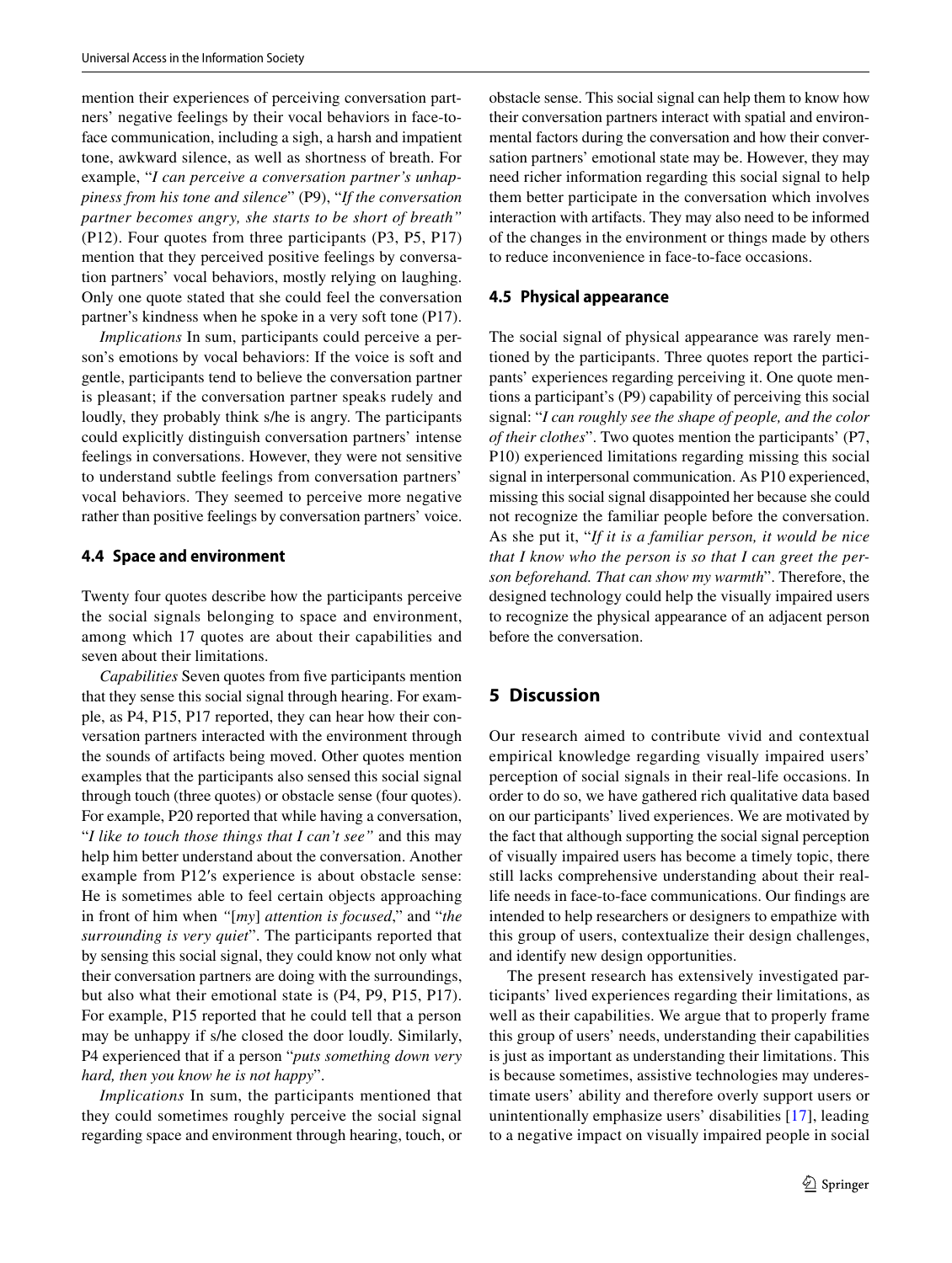mention their experiences of perceiving conversation partners' negative feelings by their vocal behaviors in face-to-face communication, including a sigh, a harsh and impatient tone, awkward silence, as well as shortness of breath. For example, "*I can perceive a conversation partner's unhappiness from his tone and silence*" (P9), "*If the conversation partner becomes angry, she starts to be short of breath"* (P12). Four quotes from three participants (P3, P5, P17) mention that they perceived positive feelings by conversation partners' vocal behaviors, mostly relying on laughing. Only one quote stated that she could feel the conversation partner's kindness when he spoke in a very soft tone (P17).

*Implications* In sum, participants could perceive a person's emotions by vocal behaviors: If the voice is soft and gentle, participants tend to believe the conversation partner is pleasant; if the conversation partner speaks rudely and loudly, they probably think s/he is angry. The participants could explicitly distinguish conversation partners' intense feelings in conversations. However, they were not sensitive to understand subtle feelings from conversation partners' vocal behaviors. They seemed to perceive more negative rather than positive feelings by conversation partners' voice.

### 4.4 Space and environment

Twenty four quotes describe how the participants perceive the social signals belonging to space and environment, among which 17 quotes are about their capabilities and seven about their limitations.

*Capabilities* Seven quotes from five participants mention that they sense this social signal through hearing. For example, as P4, P15, P17 reported, they can hear how their conversation partners interacted with the environment through the sounds of artifacts being moved. Other quotes mention examples that the participants also sensed this social signal through touch (three quotes) or obstacle sense (four quotes). For example, P20 reported that while having a conversation, "*I like to touch those things that I can't see"* and this may help him better understand about the conversation. Another example from P12′s experience is about obstacle sense: He is sometimes able to feel certain objects approaching in front of him when *"*[*my*] *attention is focused*," and "*the surrounding is very quiet*". The participants reported that by sensing this social signal, they could know not only what their conversation partners are doing with the surroundings, but also what their emotional state is (P4, P9, P15, P17). For example, P15 reported that he could tell that a person may be unhappy if s/he closed the door loudly. Similarly, P4 experienced that if a person "*puts something down very hard, then you know he is not happy*".

*Implications* In sum, the participants mentioned that they could sometimes roughly perceive the social signal regarding space and environment through hearing, touch, or obstacle sense. This social signal can help them to know how their conversation partners interact with spatial and environmental factors during the conversation and how their conversation partners' emotional state may be. However, they may need richer information regarding this social signal to help them better participate in the conversation which involves interaction with artifacts. They may also need to be informed of the changes in the environment or things made by others to reduce inconvenience in face-to-face occasions.

### 4.5 Physical appearance

The social signal of physical appearance was rarely mentioned by the participants. Three quotes report the participants' experiences regarding perceiving it. One quote mentions a participant's (P9) capability of perceiving this social signal: "*I can roughly see the shape of people, and the color of their clothes*". Two quotes mention the participants' (P7, P10) experienced limitations regarding missing this social signal in interpersonal communication. As P10 experienced, missing this social signal disappointed her because she could not recognize the familiar people before the conversation. As she put it, "*If it is a familiar person, it would be nice that I know who the person is so that I can greet the person beforehand. That can show my warmth*". Therefore, the designed technology could help the visually impaired users to recognize the physical appearance of an adjacent person before the conversation.

## 5 Discussion

Our research aimed to contribute vivid and contextual empirical knowledge regarding visually impaired users' perception of social signals in their real-life occasions. In order to do so, we have gathered rich qualitative data based on our participants' lived experiences. We are motivated by the fact that although supporting the social signal perception of visually impaired users has become a timely topic, there still lacks comprehensive understanding about their real-life needs in face-to-face communications. Our findings are intended to help researchers or designers to empathize with this group of users, contextualize their design challenges, and identify new design opportunities.

The present research has extensively investigated participants' lived experiences regarding their limitations, as well as their capabilities. We argue that to properly frame this group of users' needs, understanding their capabilities is just as important as understanding their limitations. This is because sometimes, assistive technologies may underestimate users' ability and therefore overly support users or unintentionally emphasize users' disabilities [17], leading to a negative impact on visually impaired people in social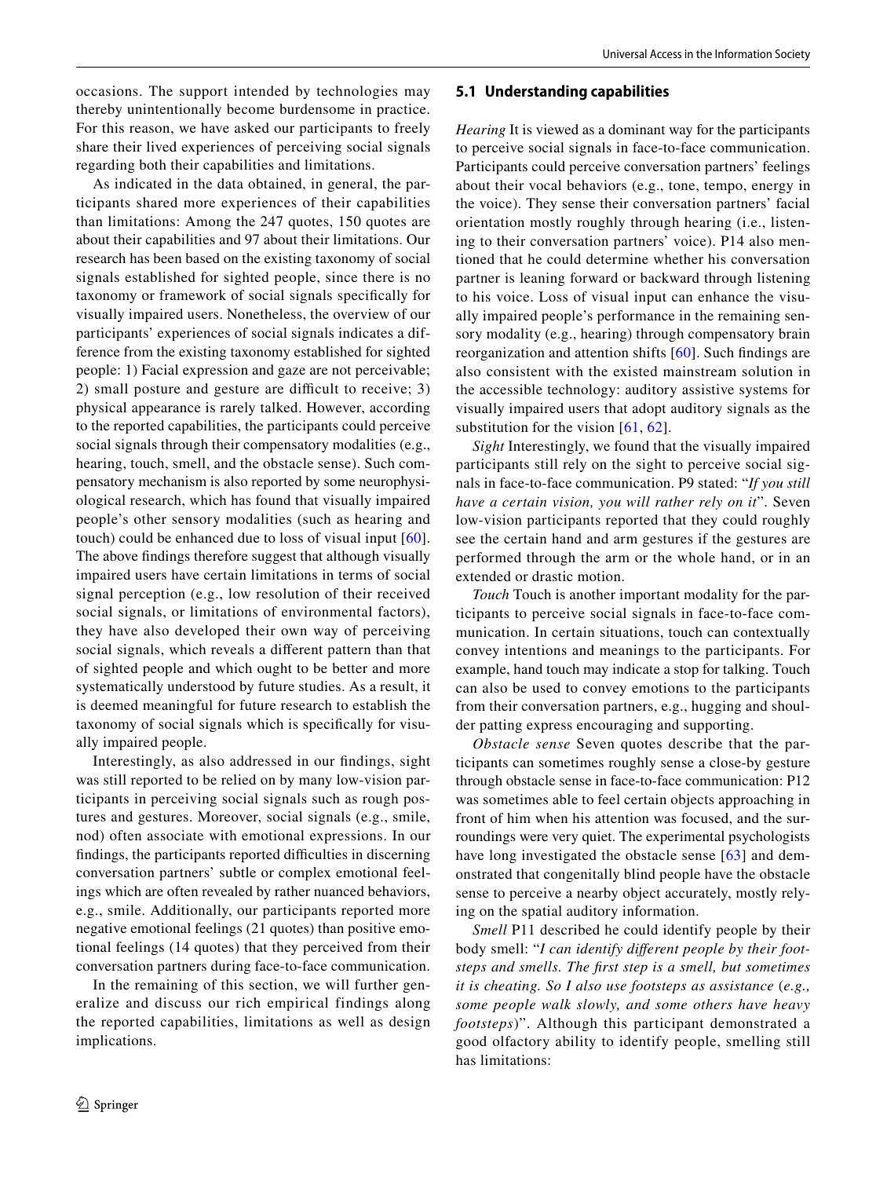occasions. The support intended by technologies may thereby unintentionally become burdensome in practice. For this reason, we have asked our participants to freely share their lived experiences of perceiving social signals regarding both their capabilities and limitations.

As indicated in the data obtained, in general, the participants shared more experiences of their capabilities than limitations: Among the 247 quotes, 150 quotes are about their capabilities and 97 about their limitations. Our research has been based on the existing taxonomy of social signals established for sighted people, since there is no taxonomy or framework of social signals specifically for visually impaired users. Nonetheless, the overview of our participants' experiences of social signals indicates a difference from the existing taxonomy established for sighted people: 1) Facial expression and gaze are not perceivable; 2) small posture and gesture are difficult to receive; 3) physical appearance is rarely talked. However, according to the reported capabilities, the participants could perceive social signals through their compensatory modalities (e.g., hearing, touch, smell, and the obstacle sense). Such compensatory mechanism is also reported by some neurophysiological research, which has found that visually impaired people's other sensory modalities (such as hearing and touch) could be enhanced due to loss of visual input [60]. The above findings therefore suggest that although visually impaired users have certain limitations in terms of social signal perception (e.g., low resolution of their received social signals, or limitations of environmental factors), they have also developed their own way of perceiving social signals, which reveals a different pattern than that of sighted people and which ought to be better and more systematically understood by future studies. As a result, it is deemed meaningful for future research to establish the taxonomy of social signals which is specifically for visually impaired people.

Interestingly, as also addressed in our findings, sight was still reported to be relied on by many low-vision participants in perceiving social signals such as rough postures and gestures. Moreover, social signals (e.g., smile, nod) often associate with emotional expressions. In our findings, the participants reported difficulties in discerning conversation partners' subtle or complex emotional feelings which are often revealed by rather nuanced behaviors, e.g., smile. Additionally, our participants reported more negative emotional feelings (21 quotes) than positive emotional feelings (14 quotes) that they perceived from their conversation partners during face-to-face communication.

In the remaining of this section, we will further generalize and discuss our rich empirical findings along the reported capabilities, limitations as well as design implications.

### 5.1 Understanding capabilities

*Hearing* It is viewed as a dominant way for the participants to perceive social signals in face-to-face communication. Participants could perceive conversation partners' feelings about their vocal behaviors (e.g., tone, tempo, energy in the voice). They sense their conversation partners' facial orientation mostly roughly through hearing (i.e., listening to their conversation partners' voice). P14 also mentioned that he could determine whether his conversation partner is leaning forward or backward through listening to his voice. Loss of visual input can enhance the visually impaired people's performance in the remaining sensory modality (e.g., hearing) through compensatory brain reorganization and attention shifts [60]. Such findings are also consistent with the existed mainstream solution in the accessible technology: auditory assistive systems for visually impaired users that adopt auditory signals as the substitution for the vision [61, 62].

*Sight* Interestingly, we found that the visually impaired participants still rely on the sight to perceive social signals in face-to-face communication. P9 stated: "*If you still have a certain vision, you will rather rely on it*". Seven low-vision participants reported that they could roughly see the certain hand and arm gestures if the gestures are performed through the arm or the whole hand, or in an extended or drastic motion.

*Touch* Touch is another important modality for the participants to perceive social signals in face-to-face communication. In certain situations, touch can contextually convey intentions and meanings to the participants. For example, hand touch may indicate a stop for talking. Touch can also be used to convey emotions to the participants from their conversation partners, e.g., hugging and shoulder patting express encouraging and supporting.

*Obstacle sense* Seven quotes describe that the participants can sometimes roughly sense a close-by gesture through obstacle sense in face-to-face communication: P12 was sometimes able to feel certain objects approaching in front of him when his attention was focused, and the surroundings were very quiet. The experimental psychologists have long investigated the obstacle sense [63] and demonstrated that congenitally blind people have the obstacle sense to perceive a nearby object accurately, mostly relying on the spatial auditory information.

*Smell* P11 described he could identify people by their body smell: "*I can identify different people by their footsteps and smells. The first step is a smell, but sometimes it is cheating. So I also use footsteps as assistance (e.g., some people walk slowly, and some others have heavy footsteps)*". Although this participant demonstrated a good olfactory ability to identify people, smelling still has limitations: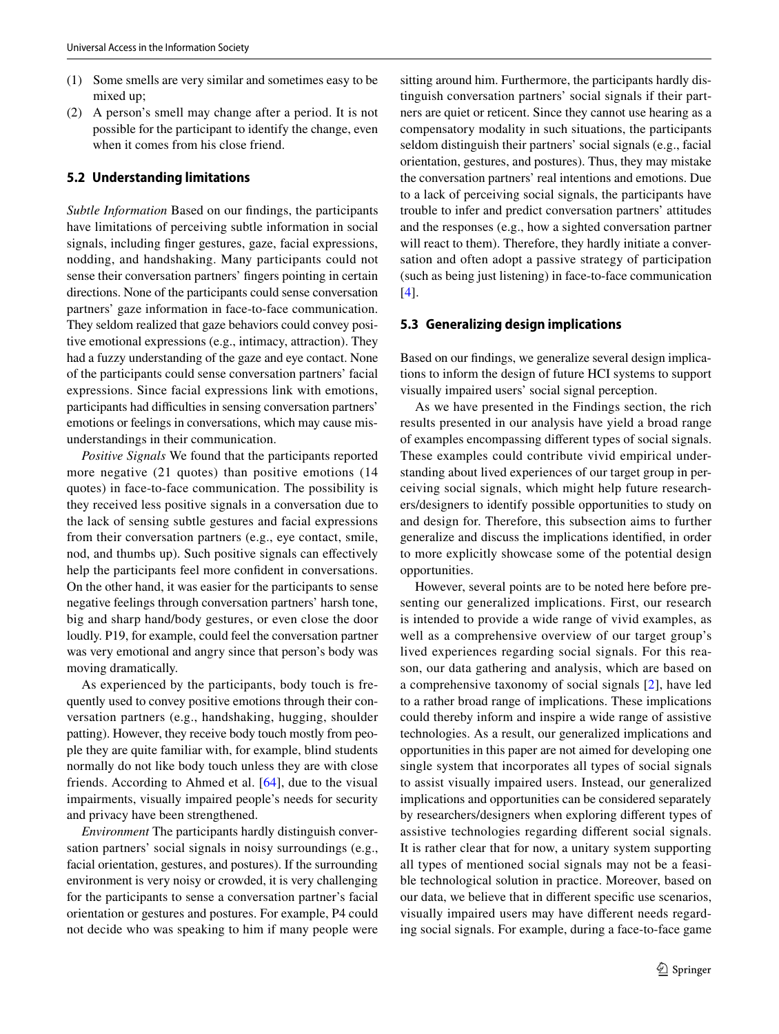(1) Some smells are very similar and sometimes easy to be mixed up;
(2) A person's smell may change after a period. It is not possible for the participant to identify the change, even when it comes from his close friend.

### 5.2 Understanding limitations

*Subtle Information* Based on our findings, the participants have limitations of perceiving subtle information in social signals, including finger gestures, gaze, facial expressions, nodding, and handshaking. Many participants could not sense their conversation partners' fingers pointing in certain directions. None of the participants could sense conversation partners' gaze information in face-to-face communication. They seldom realized that gaze behaviors could convey positive emotional expressions (e.g., intimacy, attraction). They had a fuzzy understanding of the gaze and eye contact. None of the participants could sense conversation partners' facial expressions. Since facial expressions link with emotions, participants had difficulties in sensing conversation partners' emotions or feelings in conversations, which may cause misunderstandings in their communication.

*Positive Signals* We found that the participants reported more negative (21 quotes) than positive emotions (14 quotes) in face-to-face communication. The possibility is they received less positive signals in a conversation due to the lack of sensing subtle gestures and facial expressions from their conversation partners (e.g., eye contact, smile, nod, and thumbs up). Such positive signals can effectively help the participants feel more confident in conversations. On the other hand, it was easier for the participants to sense negative feelings through conversation partners' harsh tone, big and sharp hand/body gestures, or even close the door loudly. P19, for example, could feel the conversation partner was very emotional and angry since that person's body was moving dramatically.

As experienced by the participants, body touch is frequently used to convey positive emotions through their conversation partners (e.g., handshaking, hugging, shoulder patting). However, they receive body touch mostly from people they are quite familiar with, for example, blind students normally do not like body touch unless they are with close friends. According to Ahmed et al. [64], due to the visual impairments, visually impaired people's needs for security and privacy have been strengthened.

*Environment* The participants hardly distinguish conversation partners' social signals in noisy surroundings (e.g., facial orientation, gestures, and postures). If the surrounding environment is very noisy or crowded, it is very challenging for the participants to sense a conversation partner's facial orientation or gestures and postures. For example, P4 could not decide who was speaking to him if many people were sitting around him. Furthermore, the participants hardly distinguish conversation partners' social signals if their partners are quiet or reticent. Since they cannot use hearing as a compensatory modality in such situations, the participants seldom distinguish their partners' social signals (e.g., facial orientation, gestures, and postures). Thus, they may mistake the conversation partners' real intentions and emotions. Due to a lack of perceiving social signals, the participants have trouble to infer and predict conversation partners' attitudes and the responses (e.g., how a sighted conversation partner will react to them). Therefore, they hardly initiate a conversation and often adopt a passive strategy of participation (such as being just listening) in face-to-face communication [4].

### 5.3 Generalizing design implications

Based on our findings, we generalize several design implications to inform the design of future HCI systems to support visually impaired users' social signal perception.

As we have presented in the Findings section, the rich results presented in our analysis have yield a broad range of examples encompassing different types of social signals. These examples could contribute vivid empirical understanding about lived experiences of our target group in perceiving social signals, which might help future researchers/designers to identify possible opportunities to study on and design for. Therefore, this subsection aims to further generalize and discuss the implications identified, in order to more explicitly showcase some of the potential design opportunities.

However, several points are to be noted here before presenting our generalized implications. First, our research is intended to provide a wide range of vivid examples, as well as a comprehensive overview of our target group's lived experiences regarding social signals. For this reason, our data gathering and analysis, which are based on a comprehensive taxonomy of social signals [2], have led to a rather broad range of implications. These implications could thereby inform and inspire a wide range of assistive technologies. As a result, our generalized implications and opportunities in this paper are not aimed for developing one single system that incorporates all types of social signals to assist visually impaired users. Instead, our generalized implications and opportunities can be considered separately by researchers/designers when exploring different types of assistive technologies regarding different social signals. It is rather clear that for now, a unitary system supporting all types of mentioned social signals may not be a feasible technological solution in practice. Moreover, based on our data, we believe that in different specific use scenarios, visually impaired users may have different needs regarding social signals. For example, during a face-to-face game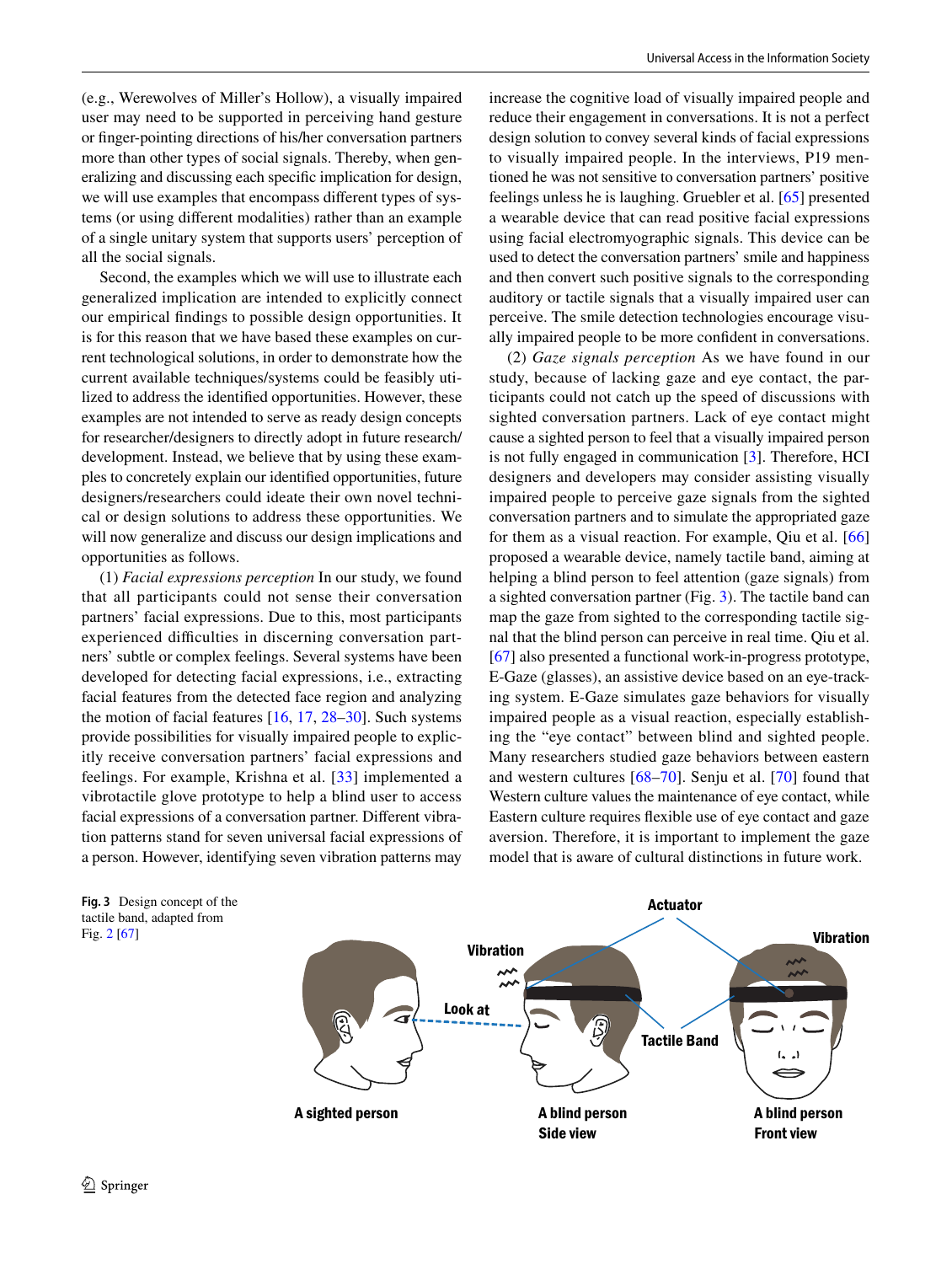(e.g., Werewolves of Miller's Hollow), a visually impaired user may need to be supported in perceiving hand gesture or finger-pointing directions of his/her conversation partners more than other types of social signals. Thereby, when generalizing and discussing each specific implication for design, we will use examples that encompass different types of systems (or using different modalities) rather than an example of a single unitary system that supports users' perception of all the social signals.

Second, the examples which we will use to illustrate each generalized implication are intended to explicitly connect our empirical findings to possible design opportunities. It is for this reason that we have based these examples on current technological solutions, in order to demonstrate how the current available techniques/systems could be feasibly utilized to address the identified opportunities. However, these examples are not intended to serve as ready design concepts for researcher/designers to directly adopt in future research/development. Instead, we believe that by using these examples to concretely explain our identified opportunities, future designers/researchers could ideate their own novel technical or design solutions to address these opportunities. We will now generalize and discuss our design implications and opportunities as follows.

(1) *Facial expressions perception* In our study, we found that all participants could not sense their conversation partners' facial expressions. Due to this, most participants experienced difficulties in discerning conversation partners' subtle or complex feelings. Several systems have been developed for detecting facial expressions, i.e., extracting facial features from the detected face region and analyzing the motion of facial features [16, 17, 28–30]. Such systems provide possibilities for visually impaired people to explicitly receive conversation partners' facial expressions and feelings. For example, Krishna et al. [33] implemented a vibrotactile glove prototype to help a blind user to access facial expressions of a conversation partner. Different vibration patterns stand for seven universal facial expressions of a person. However, identifying seven vibration patterns may increase the cognitive load of visually impaired people and reduce their engagement in conversations. It is not a perfect design solution to convey several kinds of facial expressions to visually impaired people. In the interviews, P19 mentioned he was not sensitive to conversation partners' positive feelings unless he is laughing. Gruebler et al. [65] presented a wearable device that can read positive facial expressions using facial electromyographic signals. This device can be used to detect the conversation partners' smile and happiness and then convert such positive signals to the corresponding auditory or tactile signals that a visually impaired user can perceive. The smile detection technologies encourage visually impaired people to be more confident in conversations.

(2) *Gaze signals perception* As we have found in our study, because of lacking gaze and eye contact, the participants could not catch up the speed of discussions with sighted conversation partners. Lack of eye contact might cause a sighted person to feel that a visually impaired person is not fully engaged in communication [3]. Therefore, HCI designers and developers may consider assisting visually impaired people to perceive gaze signals from the sighted conversation partners and to simulate the appropriated gaze for them as a visual reaction. For example, Qiu et al. [66] proposed a wearable device, namely tactile band, aiming at helping a blind person to feel attention (gaze signals) from a sighted conversation partner (Fig. 3). The tactile band can map the gaze from sighted to the corresponding tactile signal that the blind person can perceive in real time. Qiu et al. [67] also presented a functional work-in-progress prototype, E-Gaze (glasses), an assistive device based on an eye-tracking system. E-Gaze simulates gaze behaviors for visually impaired people as a visual reaction, especially establishing the "eye contact" between blind and sighted people. Many researchers studied gaze behaviors between eastern and western cultures [68–70]. Senju et al. [70] found that Western culture values the maintenance of eye contact, while Eastern culture requires flexible use of eye contact and gaze aversion. Therefore, it is important to implement the gaze model that is aware of cultural distinctions in future work.

**Fig. 3** Design concept of the tactile band, adapted from Fig. 2 [67]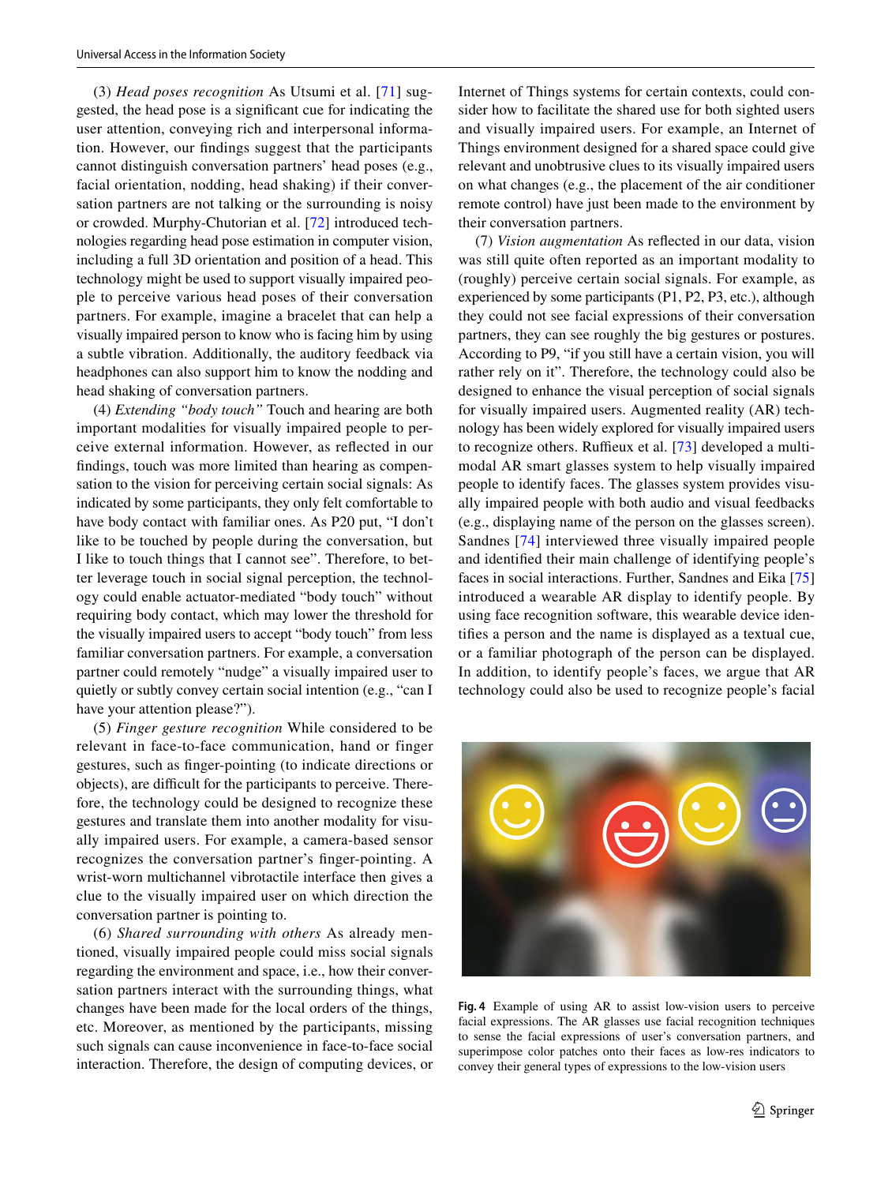(3) *Head poses recognition* As Utsumi et al. [71] suggested, the head pose is a significant cue for indicating the user attention, conveying rich and interpersonal information. However, our findings suggest that the participants cannot distinguish conversation partners' head poses (e.g., facial orientation, nodding, head shaking) if their conversation partners are not talking or the surrounding is noisy or crowded. Murphy-Chutorian et al. [72] introduced technologies regarding head pose estimation in computer vision, including a full 3D orientation and position of a head. This technology might be used to support visually impaired people to perceive various head poses of their conversation partners. For example, imagine a bracelet that can help a visually impaired person to know who is facing him by using a subtle vibration. Additionally, the auditory feedback via headphones can also support him to know the nodding and head shaking of conversation partners.

(4) *Extending "body touch"* Touch and hearing are both important modalities for visually impaired people to perceive external information. However, as reflected in our findings, touch was more limited than hearing as compensation to the vision for perceiving certain social signals: As indicated by some participants, they only felt comfortable to have body contact with familiar ones. As P20 put, "I don't like to be touched by people during the conversation, but I like to touch things that I cannot see". Therefore, to better leverage touch in social signal perception, the technology could enable actuator-mediated "body touch" without requiring body contact, which may lower the threshold for the visually impaired users to accept "body touch" from less familiar conversation partners. For example, a conversation partner could remotely "nudge" a visually impaired user to quietly or subtly convey certain social intention (e.g., "can I have your attention please?").

(5) *Finger gesture recognition* While considered to be relevant in face-to-face communication, hand or finger gestures, such as finger-pointing (to indicate directions or objects), are difficult for the participants to perceive. Therefore, the technology could be designed to recognize these gestures and translate them into another modality for visually impaired users. For example, a camera-based sensor recognizes the conversation partner's finger-pointing. A wrist-worn multichannel vibrotactile interface then gives a clue to the visually impaired user on which direction the conversation partner is pointing to.

(6) *Shared surrounding with others* As already mentioned, visually impaired people could miss social signals regarding the environment and space, i.e., how their conversation partners interact with the surrounding things, what changes have been made for the local orders of the things, etc. Moreover, as mentioned by the participants, missing such signals can cause inconvenience in face-to-face social interaction. Therefore, the design of computing devices, or Internet of Things systems for certain contexts, could consider how to facilitate the shared use for both sighted users and visually impaired users. For example, an Internet of Things environment designed for a shared space could give relevant and unobtrusive clues to its visually impaired users on what changes (e.g., the placement of the air conditioner remote control) have just been made to the environment by their conversation partners.

(7) *Vision augmentation* As reflected in our data, vision was still quite often reported as an important modality to (roughly) perceive certain social signals. For example, as experienced by some participants (P1, P2, P3, etc.), although they could not see facial expressions of their conversation partners, they can see roughly the big gestures or postures. According to P9, "if you still have a certain vision, you will rather rely on it". Therefore, the technology could also be designed to enhance the visual perception of social signals for visually impaired users. Augmented reality (AR) technology has been widely explored for visually impaired users to recognize others. Ruffieux et al. [73] developed a multimodal AR smart glasses system to help visually impaired people to identify faces. The glasses system provides visually impaired people with both audio and visual feedbacks (e.g., displaying name of the person on the glasses screen). Sandnes [74] interviewed three visually impaired people and identified their main challenge of identifying people's faces in social interactions. Further, Sandnes and Eika [75] introduced a wearable AR display to identify people. By using face recognition software, this wearable device identifies a person and the name is displayed as a textual cue, or a familiar photograph of the person can be displayed. In addition, to identify people's faces, we argue that AR technology could also be used to recognize people's facial

**Fig. 4** Example of using AR to assist low-vision users to perceive facial expressions. The AR glasses use facial recognition techniques to sense the facial expressions of user's conversation partners, and superimpose color patches onto their faces as low-res indicators to convey their general types of expressions to the low-vision users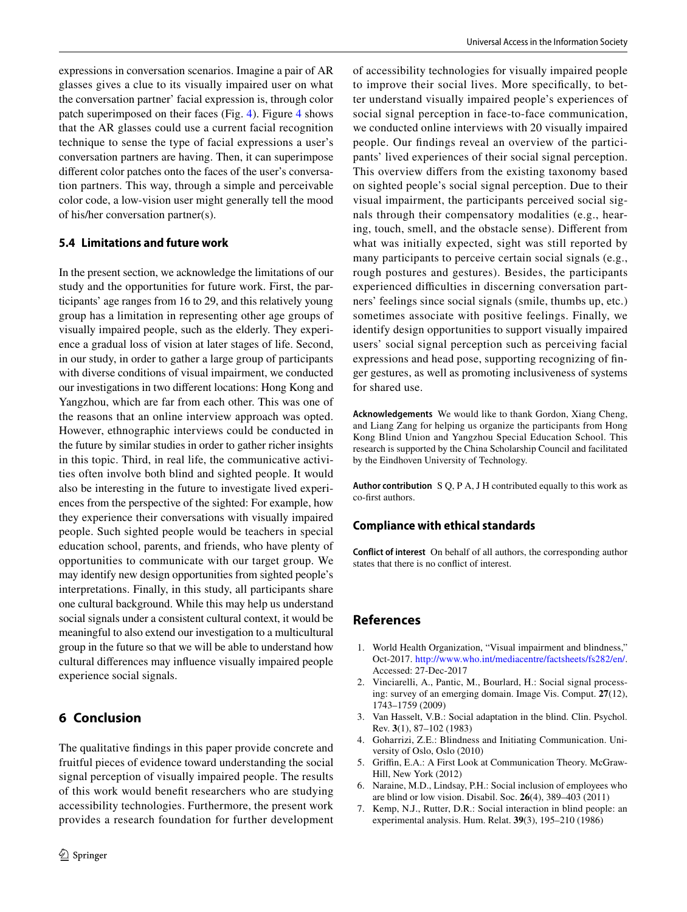expressions in conversation scenarios. Imagine a pair of AR glasses gives a clue to its visually impaired user on what the conversation partner' facial expression is, through color patch superimposed on their faces (Fig. 4). Figure 4 shows that the AR glasses could use a current facial recognition technique to sense the type of facial expressions a user's conversation partners are having. Then, it can superimpose different color patches onto the faces of the user's conversation partners. This way, through a simple and perceivable color code, a low-vision user might generally tell the mood of his/her conversation partner(s).

### 5.4 Limitations and future work

In the present section, we acknowledge the limitations of our study and the opportunities for future work. First, the participants' age ranges from 16 to 29, and this relatively young group has a limitation in representing other age groups of visually impaired people, such as the elderly. They experience a gradual loss of vision at later stages of life. Second, in our study, in order to gather a large group of participants with diverse conditions of visual impairment, we conducted our investigations in two different locations: Hong Kong and Yangzhou, which are far from each other. This was one of the reasons that an online interview approach was opted. However, ethnographic interviews could be conducted in the future by similar studies in order to gather richer insights in this topic. Third, in real life, the communicative activities often involve both blind and sighted people. It would also be interesting in the future to investigate lived experiences from the perspective of the sighted: For example, how they experience their conversations with visually impaired people. Such sighted people would be teachers in special education school, parents, and friends, who have plenty of opportunities to communicate with our target group. We may identify new design opportunities from sighted people's interpretations. Finally, in this study, all participants share one cultural background. While this may help us understand social signals under a consistent cultural context, it would be meaningful to also extend our investigation to a multicultural group in the future so that we will be able to understand how cultural differences may influence visually impaired people experience social signals.

## 6 Conclusion

The qualitative findings in this paper provide concrete and fruitful pieces of evidence toward understanding the social signal perception of visually impaired people. The results of this work would benefit researchers who are studying accessibility technologies. Furthermore, the present work provides a research foundation for further development of accessibility technologies for visually impaired people to improve their social lives. More specifically, to better understand visually impaired people's experiences of social signal perception in face-to-face communication, we conducted online interviews with 20 visually impaired people. Our findings reveal an overview of the participants' lived experiences of their social signal perception. This overview differs from the existing taxonomy based on sighted people's social signal perception. Due to their visual impairment, the participants perceived social signals through their compensatory modalities (e.g., hearing, touch, smell, and the obstacle sense). Different from what was initially expected, sight was still reported by many participants to perceive certain social signals (e.g., rough postures and gestures). Besides, the participants experienced difficulties in discerning conversation partners' feelings since social signals (smile, thumbs up, etc.) sometimes associate with positive feelings. Finally, we identify design opportunities to support visually impaired users' social signal perception such as perceiving facial expressions and head pose, supporting recognizing of finger gestures, as well as promoting inclusiveness of systems for shared use.

**Acknowledgements** We would like to thank Gordon, Xiang Cheng, and Liang Zang for helping us organize the participants from Hong Kong Blind Union and Yangzhou Special Education School. This research is supported by the China Scholarship Council and facilitated by the Eindhoven University of Technology.

**Author contribution** S Q, P A, J H contributed equally to this work as co-first authors.

## Compliance with ethical standards

**Conflict of interest** On behalf of all authors, the corresponding author states that there is no conflict of interest.

## References

1. World Health Organization, "Visual impairment and blindness," Oct-2017. http://www.who.int/mediacentre/factsheets/fs282/en/. Accessed: 27-Dec-2017
2. Vinciarelli, A., Pantic, M., Bourlard, H.: Social signal processing: survey of an emerging domain. Image Vis. Comput. **27**(12), 1743–1759 (2009)
3. Van Hasselt, V.B.: Social adaptation in the blind. Clin. Psychol. Rev. **3**(1), 87–102 (1983)
4. Goharrizi, Z.E.: Blindness and Initiating Communication. University of Oslo, Oslo (2010)
5. Griffin, E.A.: A First Look at Communication Theory. McGraw-Hill, New York (2012)
6. Naraine, M.D., Lindsay, P.H.: Social inclusion of employees who are blind or low vision. Disabil. Soc. **26**(4), 389–403 (2011)
7. Kemp, N.J., Rutter, D.R.: Social interaction in blind people: an experimental analysis. Hum. Relat. **39**(3), 195–210 (1986)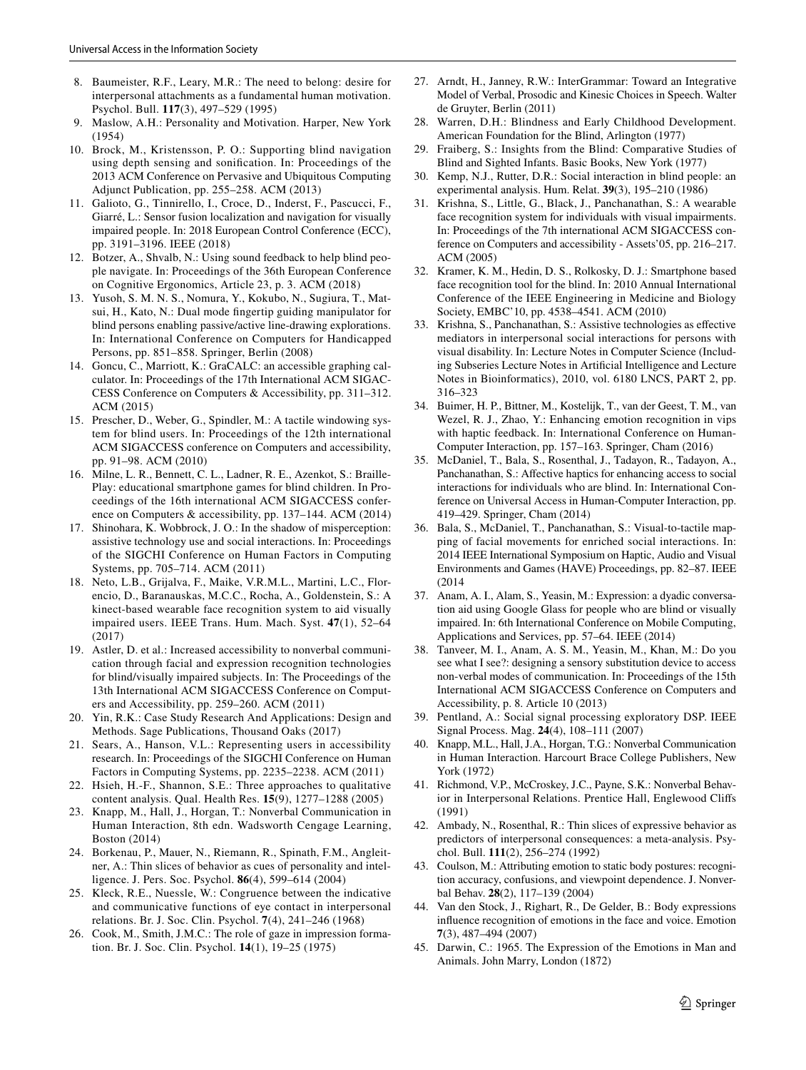8. Baumeister, R.F., Leary, M.R.: The need to belong: desire for interpersonal attachments as a fundamental human motivation. Psychol. Bull. **117**(3), 497–529 (1995)
9. Maslow, A.H.: Personality and Motivation. Harper, New York (1954)
10. Brock, M., Kristensson, P. O.: Supporting blind navigation using depth sensing and sonification. In: Proceedings of the 2013 ACM Conference on Pervasive and Ubiquitous Computing Adjunct Publication, pp. 255–258. ACM (2013)
11. Galioto, G., Tinnirello, I., Croce, D., Inderst, F., Pascucci, F., Giarré, L.: Sensor fusion localization and navigation for visually impaired people. In: 2018 European Control Conference (ECC), pp. 3191–3196. IEEE (2018)
12. Botzer, A., Shvalb, N.: Using sound feedback to help blind people navigate. In: Proceedings of the 36th European Conference on Cognitive Ergonomics, Article 23, p. 3. ACM (2018)
13. Yusoh, S. M. N. S., Nomura, Y., Kokubo, N., Sugiura, T., Matsui, H., Kato, N.: Dual mode fingertip guiding manipulator for blind persons enabling passive/active line-drawing explorations. In: International Conference on Computers for Handicapped Persons, pp. 851–858. Springer, Berlin (2008)
14. Goncu, C., Marriott, K.: GraCALC: an accessible graphing calculator. In: Proceedings of the 17th International ACM SIGACCESS Conference on Computers & Accessibility, pp. 311–312. ACM (2015)
15. Prescher, D., Weber, G., Spindler, M.: A tactile windowing system for blind users. In: Proceedings of the 12th international ACM SIGACCESS conference on Computers and accessibility, pp. 91–98. ACM (2010)
16. Milne, L. R., Bennett, C. L., Ladner, R. E., Azenkot, S.: BraillePlay: educational smartphone games for blind children. In Proceedings of the 16th international ACM SIGACCESS conference on Computers & accessibility, pp. 137–144. ACM (2014)
17. Shinohara, K. Wobbrock, J. O.: In the shadow of misperception: assistive technology use and social interactions. In: Proceedings of the SIGCHI Conference on Human Factors in Computing Systems, pp. 705–714. ACM (2011)
18. Neto, L.B., Grijalva, F., Maike, V.R.M.L., Martini, L.C., Florencio, D., Baranauskas, M.C.C., Rocha, A., Goldenstein, S.: A kinect-based wearable face recognition system to aid visually impaired users. IEEE Trans. Hum. Mach. Syst. **47**(1), 52–64 (2017)
19. Astler, D. et al.: Increased accessibility to nonverbal communication through facial and expression recognition technologies for blind/visually impaired subjects. In: The Proceedings of the 13th International ACM SIGACCESS Conference on Computers and Accessibility, pp. 259–260. ACM (2011)
20. Yin, R.K.: Case Study Research And Applications: Design and Methods. Sage Publications, Thousand Oaks (2017)
21. Sears, A., Hanson, V.L.: Representing users in accessibility research. In: Proceedings of the SIGCHI Conference on Human Factors in Computing Systems, pp. 2235–2238. ACM (2011)
22. Hsieh, H.-F., Shannon, S.E.: Three approaches to qualitative content analysis. Qual. Health Res. **15**(9), 1277–1288 (2005)
23. Knapp, M., Hall, J., Horgan, T.: Nonverbal Communication in Human Interaction, 8th edn. Wadsworth Cengage Learning, Boston (2014)
24. Borkenau, P., Mauer, N., Riemann, R., Spinath, F.M., Angleitner, A.: Thin slices of behavior as cues of personality and intelligence. J. Pers. Soc. Psychol. **86**(4), 599–614 (2004)
25. Kleck, R.E., Nuessle, W.: Congruence between the indicative and communicative functions of eye contact in interpersonal relations. Br. J. Soc. Clin. Psychol. **7**(4), 241–246 (1968)
26. Cook, M., Smith, J.M.C.: The role of gaze in impression formation. Br. J. Soc. Clin. Psychol. **14**(1), 19–25 (1975)
27. Arndt, H., Janney, R.W.: InterGrammar: Toward an Integrative Model of Verbal, Prosodic and Kinesic Choices in Speech. Walter de Gruyter, Berlin (2011)
28. Warren, D.H.: Blindness and Early Childhood Development. American Foundation for the Blind, Arlington (1977)
29. Fraiberg, S.: Insights from the Blind: Comparative Studies of Blind and Sighted Infants. Basic Books, New York (1977)
30. Kemp, N.J., Rutter, D.R.: Social interaction in blind people: an experimental analysis. Hum. Relat. **39**(3), 195–210 (1986)
31. Krishna, S., Little, G., Black, J., Panchanathan, S.: A wearable face recognition system for individuals with visual impairments. In: Proceedings of the 7th international ACM SIGACCESS conference on Computers and accessibility - Assets'05, pp. 216–217. ACM (2005)
32. Kramer, K. M., Hedin, D. S., Rolkosky, D. J.: Smartphone based face recognition tool for the blind. In: 2010 Annual International Conference of the IEEE Engineering in Medicine and Biology Society, EMBC'10, pp. 4538–4541. ACM (2010)
33. Krishna, S., Panchanathan, S.: Assistive technologies as effective mediators in interpersonal social interactions for persons with visual disability. In: Lecture Notes in Computer Science (Including Subseries Lecture Notes in Artificial Intelligence and Lecture Notes in Bioinformatics), 2010, vol. 6180 LNCS, PART 2, pp. 316–323
34. Buimer, H. P., Bittner, M., Kostelijk, T., van der Geest, T. M., van Wezel, R. J., Zhao, Y.: Enhancing emotion recognition in vips with haptic feedback. In: International Conference on Human-Computer Interaction, pp. 157–163. Springer, Cham (2016)
35. McDaniel, T., Bala, S., Rosenthal, J., Tadayon, R., Tadayon, A., Panchanathan, S.: Affective haptics for enhancing access to social interactions for individuals who are blind. In: International Conference on Universal Access in Human-Computer Interaction, pp. 419–429. Springer, Cham (2014)
36. Bala, S., McDaniel, T., Panchanathan, S.: Visual-to-tactile mapping of facial movements for enriched social interactions. In: 2014 IEEE International Symposium on Haptic, Audio and Visual Environments and Games (HAVE) Proceedings, pp. 82–87. IEEE (2014
37. Anam, A. I., Alam, S., Yeasin, M.: Expression: a dyadic conversation aid using Google Glass for people who are blind or visually impaired. In: 6th International Conference on Mobile Computing, Applications and Services, pp. 57–64. IEEE (2014)
38. Tanveer, M. I., Anam, A. S. M., Yeasin, M., Khan, M.: Do you see what I see?: designing a sensory substitution device to access non-verbal modes of communication. In: Proceedings of the 15th International ACM SIGACCESS Conference on Computers and Accessibility, p. 8. Article 10 (2013)
39. Pentland, A.: Social signal processing exploratory DSP. IEEE Signal Process. Mag. **24**(4), 108–111 (2007)
40. Knapp, M.L., Hall, J.A., Horgan, T.G.: Nonverbal Communication in Human Interaction. Harcourt Brace College Publishers, New York (1972)
41. Richmond, V.P., McCroskey, J.C., Payne, S.K.: Nonverbal Behavior in Interpersonal Relations. Prentice Hall, Englewood Cliffs (1991)
42. Ambady, N., Rosenthal, R.: Thin slices of expressive behavior as predictors of interpersonal consequences: a meta-analysis. Psychol. Bull. **111**(2), 256–274 (1992)
43. Coulson, M.: Attributing emotion to static body postures: recognition accuracy, confusions, and viewpoint dependence. J. Nonverbal Behav. **28**(2), 117–139 (2004)
44. Van den Stock, J., Righart, R., De Gelder, B.: Body expressions influence recognition of emotions in the face and voice. Emotion **7**(3), 487–494 (2007)
45. Darwin, C.: 1965. The Expression of the Emotions in Man and Animals. John Marry, London (1872)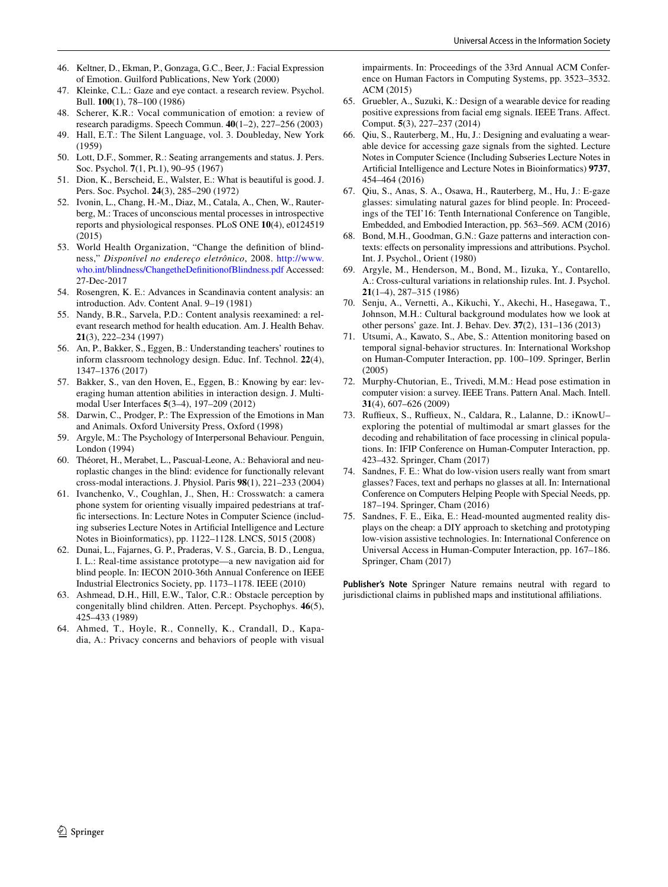46. Keltner, D., Ekman, P., Gonzaga, G.C., Beer, J.: Facial Expression of Emotion. Guilford Publications, New York (2000)
47. Kleinke, C.L.: Gaze and eye contact. a research review. Psychol. Bull. **100**(1), 78–100 (1986)
48. Scherer, K.R.: Vocal communication of emotion: a review of research paradigms. Speech Commun. **40**(1–2), 227–256 (2003)
49. Hall, E.T.: The Silent Language, vol. 3. Doubleday, New York (1959)
50. Lott, D.F., Sommer, R.: Seating arrangements and status. J. Pers. Soc. Psychol. **7**(1, Pt.1), 90–95 (1967)
51. Dion, K., Berscheid, E., Walster, E.: What is beautiful is good. J. Pers. Soc. Psychol. **24**(3), 285–290 (1972)
52. Ivonin, L., Chang, H.-M., Diaz, M., Catala, A., Chen, W., Rauterberg, M.: Traces of unconscious mental processes in introspective reports and physiological responses. PLoS ONE **10**(4), e0124519 (2015)
53. World Health Organization, "Change the definition of blindness," *Disponível no endereço eletrônico*, 2008. http://www.who.int/blindness/ChangetheDefinitionofBlindness.pdf Accessed: 27-Dec-2017
54. Rosengren, K. E.: Advances in Scandinavia content analysis: an introduction. Adv. Content Anal. 9–19 (1981)
55. Nandy, B.R., Sarvela, P.D.: Content analysis reexamined: a relevant research method for health education. Am. J. Health Behav. **21**(3), 222–234 (1997)
56. An, P., Bakker, S., Eggen, B.: Understanding teachers' routines to inform classroom technology design. Educ. Inf. Technol. **22**(4), 1347–1376 (2017)
57. Bakker, S., van den Hoven, E., Eggen, B.: Knowing by ear: leveraging human attention abilities in interaction design. J. Multimodal User Interfaces **5**(3–4), 197–209 (2012)
58. Darwin, C., Prodger, P.: The Expression of the Emotions in Man and Animals. Oxford University Press, Oxford (1998)
59. Argyle, M.: The Psychology of Interpersonal Behaviour. Penguin, London (1994)
60. Théoret, H., Merabet, L., Pascual-Leone, A.: Behavioral and neuroplastic changes in the blind: evidence for functionally relevant cross-modal interactions. J. Physiol. Paris **98**(1), 221–233 (2004)
61. Ivanchenko, V., Coughlan, J., Shen, H.: Crosswatch: a camera phone system for orienting visually impaired pedestrians at traffic intersections. In: Lecture Notes in Computer Science (including subseries Lecture Notes in Artificial Intelligence and Lecture Notes in Bioinformatics), pp. 1122–1128. LNCS, 5015 (2008)
62. Dunai, L., Fajarnes, G. P., Praderas, V. S., Garcia, B. D., Lengua, I. L.: Real-time assistance prototype—a new navigation aid for blind people. In: IECON 2010-36th Annual Conference on IEEE Industrial Electronics Society, pp. 1173–1178. IEEE (2010)
63. Ashmead, D.H., Hill, E.W., Talor, C.R.: Obstacle perception by congenitally blind children. Atten. Percept. Psychophys. **46**(5), 425–433 (1989)
64. Ahmed, T., Hoyle, R., Connelly, K., Crandall, D., Kapadia, A.: Privacy concerns and behaviors of people with visual impairments. In: Proceedings of the 33rd Annual ACM Conference on Human Factors in Computing Systems, pp. 3523–3532. ACM (2015)
65. Gruebler, A., Suzuki, K.: Design of a wearable device for reading positive expressions from facial emg signals. IEEE Trans. Affect. Comput. **5**(3), 227–237 (2014)
66. Qiu, S., Rauterberg, M., Hu, J.: Designing and evaluating a wearable device for accessing gaze signals from the sighted. Lecture Notes in Computer Science (Including Subseries Lecture Notes in Artificial Intelligence and Lecture Notes in Bioinformatics) **9737**, 454–464 (2016)
67. Qiu, S., Anas, S. A., Osawa, H., Rauterberg, M., Hu, J.: E-gaze glasses: simulating natural gazes for blind people. In: Proceedings of the TEI'16: Tenth International Conference on Tangible, Embedded, and Embodied Interaction, pp. 563–569. ACM (2016)
68. Bond, M.H., Goodman, G.N.: Gaze patterns and interaction contexts: effects on personality impressions and attributions. Psychol. Int. J. Psychol., Orient (1980)
69. Argyle, M., Henderson, M., Bond, M., Iizuka, Y., Contarello, A.: Cross-cultural variations in relationship rules. Int. J. Psychol. **21**(1–4), 287–315 (1986)
70. Senju, A., Vernetti, A., Kikuchi, Y., Akechi, H., Hasegawa, T., Johnson, M.H.: Cultural background modulates how we look at other persons' gaze. Int. J. Behav. Dev. **37**(2), 131–136 (2013)
71. Utsumi, A., Kawato, S., Abe, S.: Attention monitoring based on temporal signal-behavior structures. In: International Workshop on Human-Computer Interaction, pp. 100–109. Springer, Berlin (2005)
72. Murphy-Chutorian, E., Trivedi, M.M.: Head pose estimation in computer vision: a survey. IEEE Trans. Pattern Anal. Mach. Intell. **31**(4), 607–626 (2009)
73. Ruffieux, S., Ruffieux, N., Caldara, R., Lalanne, D.: iKnowU–exploring the potential of multimodal ar smart glasses for the decoding and rehabilitation of face processing in clinical populations. In: IFIP Conference on Human-Computer Interaction, pp. 423–432. Springer, Cham (2017)
74. Sandnes, F. E.: What do low-vision users really want from smart glasses? Faces, text and perhaps no glasses at all. In: International Conference on Computers Helping People with Special Needs, pp. 187–194. Springer, Cham (2016)
75. Sandnes, F. E., Eika, E.: Head-mounted augmented reality displays on the cheap: a DIY approach to sketching and prototyping low-vision assistive technologies. In: International Conference on Universal Access in Human-Computer Interaction, pp. 167–186. Springer, Cham (2017)

**Publisher's Note** Springer Nature remains neutral with regard to jurisdictional claims in published maps and institutional affiliations.